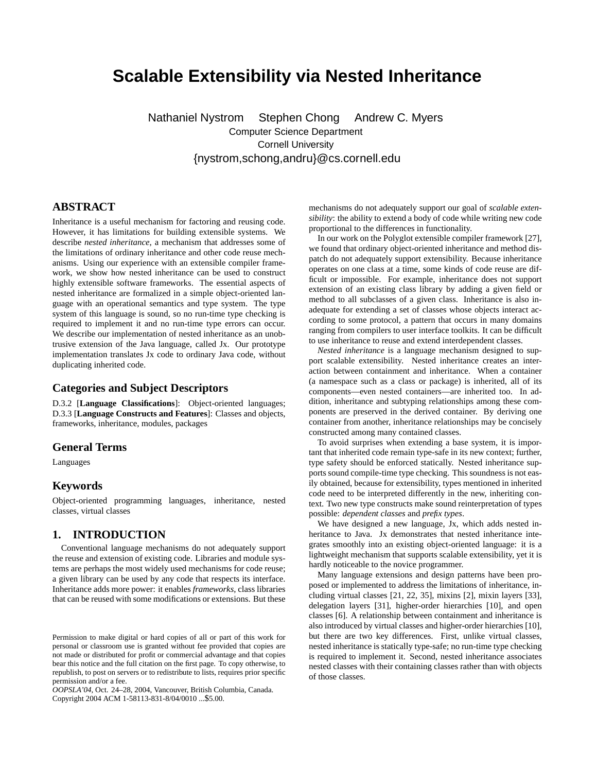# Scalable Extensibility via Nested Inheritance

Nathaniel Nystrom Stephen Chong Andrew C. Myers
Computer Science Department
Cornell University
{nystrom,schong,andru}@cs.cornell.edu

## ABSTRACT

Inheritance is a useful mechanism for factoring and reusing code. However, it has limitations for building extensible systems. We describe *nested inheritance*, a mechanism that addresses some of the limitations of ordinary inheritance and other code reuse mechanisms. Using our experience with an extensible compiler framework, we show how nested inheritance can be used to construct highly extensible software frameworks. The essential aspects of nested inheritance are formalized in a simple object-oriented language with an operational semantics and type system. The type system of this language is sound, so no run-time type checking is required to implement it and no run-time type errors can occur. We describe our implementation of nested inheritance as an unobtrusive extension of the Java language, called Jx. Our prototype implementation translates Jx code to ordinary Java code, without duplicating inherited code.

### Categories and Subject Descriptors

D.3.2 [**Language Classifications**]: Object-oriented languages; D.3.3 [**Language Constructs and Features**]: Classes and objects, frameworks, inheritance, modules, packages

### General Terms

Languages

### Keywords

Object-oriented programming languages, inheritance, nested classes, virtual classes

## 1. INTRODUCTION

Conventional language mechanisms do not adequately support the reuse and extension of existing code. Libraries and module systems are perhaps the most widely used mechanisms for code reuse; a given library can be used by any code that respects its interface. Inheritance adds more power: it enables *frameworks*, class libraries that can be reused with some modifications or extensions. But these mechanisms do not adequately support our goal of *scalable extensibility*: the ability to extend a body of code while writing new code proportional to the differences in functionality.

In our work on the Polyglot extensible compiler framework [27], we found that ordinary object-oriented inheritance and method dispatch do not adequately support extensibility. Because inheritance operates on one class at a time, some kinds of code reuse are difficult or impossible. For example, inheritance does not support extension of an existing class library by adding a given field or method to all subclasses of a given class. Inheritance is also inadequate for extending a set of classes whose objects interact according to some protocol, a pattern that occurs in many domains ranging from compilers to user interface toolkits. It can be difficult to use inheritance to reuse and extend interdependent classes.

*Nested inheritance* is a language mechanism designed to support scalable extensibility. Nested inheritance creates an interaction between containment and inheritance. When a container (a namespace such as a class or package) is inherited, all of its components—even nested containers—are inherited too. In addition, inheritance and subtyping relationships among these components are preserved in the derived container. By deriving one container from another, inheritance relationships may be concisely constructed among many contained classes.

To avoid surprises when extending a base system, it is important that inherited code remain type-safe in its new context; further, type safety should be enforced statically. Nested inheritance supports sound compile-time type checking. This soundness is not easily obtained, because for extensibility, types mentioned in inherited code need to be interpreted differently in the new, inheriting context. Two new type constructs make sound reinterpretation of types possible: *dependent classes* and *prefix types*.

We have designed a new language, Jx, which adds nested inheritance to Java. Jx demonstrates that nested inheritance integrates smoothly into an existing object-oriented language: it is a lightweight mechanism that supports scalable extensibility, yet it is hardly noticeable to the novice programmer.

Many language extensions and design patterns have been proposed or implemented to address the limitations of inheritance, including virtual classes [21, 22, 35], mixins [2], mixin layers [33], delegation layers [31], higher-order hierarchies [10], and open classes [6]. A relationship between containment and inheritance is also introduced by virtual classes and higher-order hierarchies [10], but there are two key differences. First, unlike virtual classes, nested inheritance is statically type-safe; no run-time type checking is required to implement it. Second, nested inheritance associates nested classes with their containing classes rather than with objects of those classes.

Permission to make digital or hard copies of all or part of this work for personal or classroom use is granted without fee provided that copies are not made or distributed for profit or commercial advantage and that copies bear this notice and the full citation on the first page. To copy otherwise, to republish, to post on servers or to redistribute to lists, requires prior specific permission and/or a fee.
*OOPSLA'04*, Oct. 24–28, 2004, Vancouver, British Columbia, Canada.
Copyright 2004 ACM 1-58113-831-8/04/0010 ...$5.00.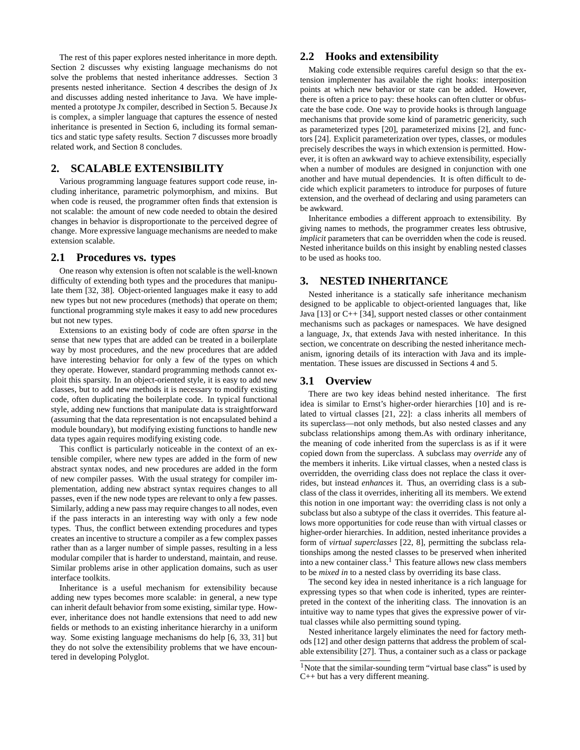The rest of this paper explores nested inheritance in more depth. Section 2 discusses why existing language mechanisms do not solve the problems that nested inheritance addresses. Section 3 presents nested inheritance. Section 4 describes the design of Jx and discusses adding nested inheritance to Java. We have implemented a prototype Jx compiler, described in Section 5. Because Jx is complex, a simpler language that captures the essence of nested inheritance is presented in Section 6, including its formal semantics and static type safety results. Section 7 discusses more broadly related work, and Section 8 concludes.

## 2. SCALABLE EXTENSIBILITY

Various programming language features support code reuse, including inheritance, parametric polymorphism, and mixins. But when code is reused, the programmer often finds that extension is not scalable: the amount of new code needed to obtain the desired changes in behavior is disproportionate to the perceived degree of change. More expressive language mechanisms are needed to make extension scalable.

### 2.1 Procedures vs. types

One reason why extension is often not scalable is the well-known difficulty of extending both types and the procedures that manipulate them [32, 38]. Object-oriented languages make it easy to add new types but not new procedures (methods) that operate on them; functional programming style makes it easy to add new procedures but not new types.

Extensions to an existing body of code are often *sparse* in the sense that new types that are added can be treated in a boilerplate way by most procedures, and the new procedures that are added have interesting behavior for only a few of the types on which they operate. However, standard programming methods cannot exploit this sparsity. In an object-oriented style, it is easy to add new classes, but to add new methods it is necessary to modify existing code, often duplicating the boilerplate code. In typical functional style, adding new functions that manipulate data is straightforward (assuming that the data representation is not encapsulated behind a module boundary), but modifying existing functions to handle new data types again requires modifying existing code.

This conflict is particularly noticeable in the context of an extensible compiler, where new types are added in the form of new abstract syntax nodes, and new procedures are added in the form of new compiler passes. With the usual strategy for compiler implementation, adding new abstract syntax requires changes to all passes, even if the new node types are relevant to only a few passes. Similarly, adding a new pass may require changes to all nodes, even if the pass interacts in an interesting way with only a few node types. Thus, the conflict between extending procedures and types creates an incentive to structure a compiler as a few complex passes rather than as a larger number of simple passes, resulting in a less modular compiler that is harder to understand, maintain, and reuse. Similar problems arise in other application domains, such as user interface toolkits.

Inheritance is a useful mechanism for extensibility because adding new types becomes more scalable: in general, a new type can inherit default behavior from some existing, similar type. However, inheritance does not handle extensions that need to add new fields or methods to an existing inheritance hierarchy in a uniform way. Some existing language mechanisms do help [6, 33, 31] but they do not solve the extensibility problems that we have encountered in developing Polyglot.

### 2.2 Hooks and extensibility

Making code extensible requires careful design so that the extension implementer has available the right hooks: interposition points at which new behavior or state can be added. However, there is often a price to pay: these hooks can often clutter or obfuscate the base code. One way to provide hooks is through language mechanisms that provide some kind of parametric genericity, such as parameterized types [20], parameterized mixins [2], and functors [24]. Explicit parameterization over types, classes, or modules precisely describes the ways in which extension is permitted. However, it is often an awkward way to achieve extensibility, especially when a number of modules are designed in conjunction with one another and have mutual dependencies. It is often difficult to decide which explicit parameters to introduce for purposes of future extension, and the overhead of declaring and using parameters can be awkward.

Inheritance embodies a different approach to extensibility. By giving names to methods, the programmer creates less obtrusive, *implicit* parameters that can be overridden when the code is reused. Nested inheritance builds on this insight by enabling nested classes to be used as hooks too.

## 3. NESTED INHERITANCE

Nested inheritance is a statically safe inheritance mechanism designed to be applicable to object-oriented languages that, like Java [13] or C++ [34], support nested classes or other containment mechanisms such as packages or namespaces. We have designed a language, Jx, that extends Java with nested inheritance. In this section, we concentrate on describing the nested inheritance mechanism, ignoring details of its interaction with Java and its implementation. These issues are discussed in Sections 4 and 5.

### 3.1 Overview

There are two key ideas behind nested inheritance. The first idea is similar to Ernst's higher-order hierarchies [10] and is related to virtual classes [21, 22]: a class inherits all members of its superclass—not only methods, but also nested classes and any subclass relationships among them.As with ordinary inheritance, the meaning of code inherited from the superclass is as if it were copied down from the superclass. A subclass may *override* any of the members it inherits. Like virtual classes, when a nested class is overridden, the overriding class does not replace the class it overrides, but instead *enhances* it. Thus, an overriding class is a subclass of the class it overrides, inheriting all its members. We extend this notion in one important way: the overriding class is not only a subclass but also a subtype of the class it overrides. This feature allows more opportunities for code reuse than with virtual classes or higher-order hierarchies. In addition, nested inheritance provides a form of *virtual superclasses* [22, 8], permitting the subclass relationships among the nested classes to be preserved when inherited into a new container class.[1] This feature allows new class members to be *mixed in* to a nested class by overriding its base class.

The second key idea in nested inheritance is a rich language for expressing types so that when code is inherited, types are reinterpreted in the context of the inheriting class. The innovation is an intuitive way to name types that gives the expressive power of virtual classes while also permitting sound typing.

Nested inheritance largely eliminates the need for factory methods [12] and other design patterns that address the problem of scalable extensibility [27]. Thus, a container such as a class or package

[1] Note that the similar-sounding term "virtual base class" is used by C++ but has a very different meaning.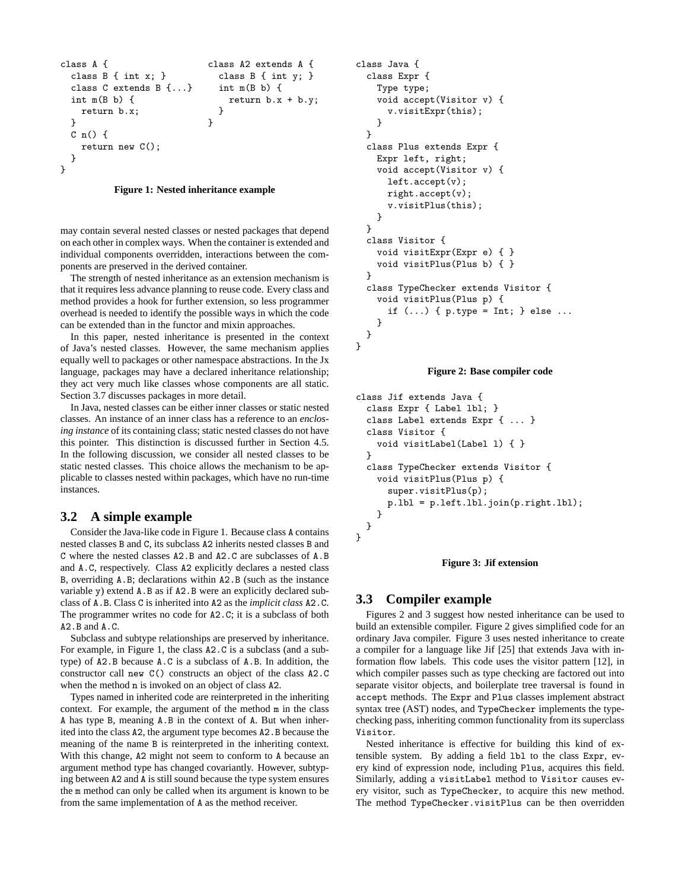```
class A {
  class B { int x; }
  class C extends B {...}
  int m(B b) {
    return b.x;
  }
  C n() {
    return new C();
  }
}
```

```
class A2 extends A {
  class B { int y; }
  int m(B b) {
    return b.x + b.y;
  }
}
```

**Figure 1: Nested inheritance example**

may contain several nested classes or nested packages that depend on each other in complex ways. When the container is extended and individual components overridden, interactions between the components are preserved in the derived container.

The strength of nested inheritance as an extension mechanism is that it requires less advance planning to reuse code. Every class and method provides a hook for further extension, so less programmer overhead is needed to identify the possible ways in which the code can be extended than in the functor and mixin approaches.

In this paper, nested inheritance is presented in the context of Java's nested classes. However, the same mechanism applies equally well to packages or other namespace abstractions. In the Jx language, packages may have a declared inheritance relationship; they act very much like classes whose components are all static. Section 3.7 discusses packages in more detail.

In Java, nested classes can be either inner classes or static nested classes. An instance of an inner class has a reference to an *enclosing instance* of its containing class; static nested classes do not have this pointer. This distinction is discussed further in Section 4.5. In the following discussion, we consider all nested classes to be static nested classes. This choice allows the mechanism to be applicable to classes nested within packages, which have no run-time instances.

## 3.2 A simple example

Consider the Java-like code in Figure 1. Because class `A` contains nested classes `B` and `C`, its subclass `A2` inherits nested classes `B` and `C` where the nested classes `A2.B` and `A2.C` are subclasses of `A.B` and `A.C`, respectively. Class `A2` explicitly declares a nested class `B`, overriding `A.B`; declarations within `A2.B` (such as the instance variable `y`) extend `A.B` as if `A2.B` were an explicitly declared subclass of `A.B`. Class `C` is inherited into `A2` as the *implicit class* `A2.C`. The programmer writes no code for `A2.C`; it is a subclass of both `A2.B` and `A.C`.

Subclass and subtype relationships are preserved by inheritance. For example, in Figure 1, the class `A2.C` is a subclass (and a subtype) of `A2.B` because `A.C` is a subclass of `A.B`. In addition, the constructor call `new C()` constructs an object of the class `A2.C` when the method `n` is invoked on an object of class `A2`.

Types named in inherited code are reinterpreted in the inheriting context. For example, the argument of the method `m` in the class `A` has type `B`, meaning `A.B` in the context of `A`. But when inherited into the class `A2`, the argument type becomes `A2.B` because the meaning of the name `B` is reinterpreted in the inheriting context. With this change, `A2` might not seem to conform to `A` because an argument method type has changed covariantly. However, subtyping between `A2` and `A` is still sound because the type system ensures the `m` method can only be called when its argument is known to be from the same implementation of `A` as the method receiver.

```
class Java {
  class Expr {
    Type type;
    void accept(Visitor v) {
      v.visitExpr(this);
    }
  }
  class Plus extends Expr {
    Expr left, right;
    void accept(Visitor v) {
      left.accept(v);
      right.accept(v);
      v.visitPlus(this);
    }
  }
  class Visitor {
    void visitExpr(Expr e) { }
    void visitPlus(Plus b) { }
  }
  class TypeChecker extends Visitor {
    void visitPlus(Plus p) {
      if (...) { p.type = Int; } else ...
    }
  }
}
```

**Figure 2: Base compiler code**

```
class Jif extends Java {
  class Expr { Label lbl; }
  class Label extends Expr { ... }
  class Visitor {
    void visitLabel(Label l) { }
  }
  class TypeChecker extends Visitor {
    void visitPlus(Plus p) {
      super.visitPlus(p);
      p.lbl = p.left.lbl.join(p.right.lbl);
    }
  }
}
```

**Figure 3: Jif extension**

## 3.3 Compiler example

Figures 2 and 3 suggest how nested inheritance can be used to build an extensible compiler. Figure 2 gives simplified code for an ordinary Java compiler. Figure 3 uses nested inheritance to create a compiler for a language like Jif [25] that extends Java with information flow labels. This code uses the visitor pattern [12], in which compiler passes such as type checking are factored out into separate visitor objects, and boilerplate tree traversal is found in `accept` methods. The `Expr` and `Plus` classes implement abstract syntax tree (AST) nodes, and `TypeChecker` implements the type-checking pass, inheriting common functionality from its superclass `Visitor`.

Nested inheritance is effective for building this kind of extensible system. By adding a field `lbl` to the class `Expr`, every kind of expression node, including `Plus`, acquires this field. Similarly, adding a `visitLabel` method to `Visitor` causes every visitor, such as `TypeChecker`, to acquire this new method. The method `TypeChecker.visitPlus` can be then overridden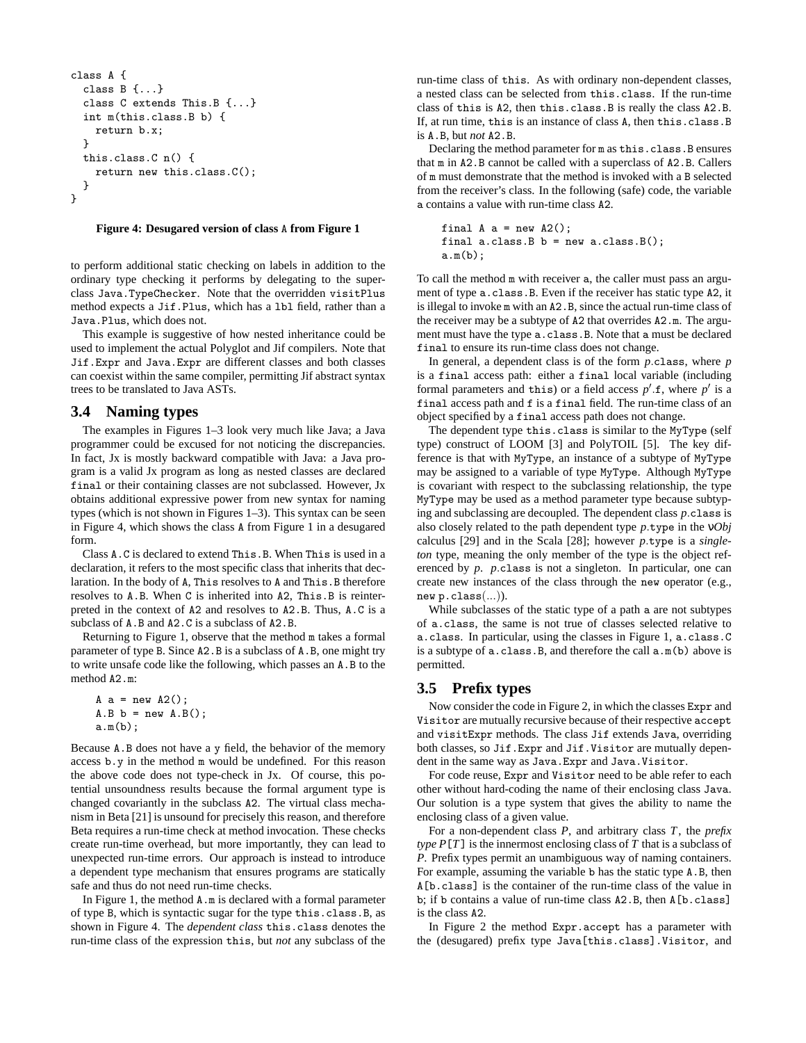```
class A {
  class B {...}
  class C extends This.B {...}
  int m(this.class.B b) {
    return b.x;
  }
  this.class.C n() {
    return new this.class.C();
  }
}
```

**Figure 4: Desugared version of class A from Figure 1**

to perform additional static checking on labels in addition to the ordinary type checking it performs by delegating to the superclass Java.TypeChecker. Note that the overridden visitPlus method expects a Jif.Plus, which has a lbl field, rather than a Java.Plus, which does not.

This example is suggestive of how nested inheritance could be used to implement the actual Polyglot and Jif compilers. Note that Jif.Expr and Java.Expr are different classes and both classes can coexist within the same compiler, permitting Jif abstract syntax trees to be translated to Java ASTs.

### 3.4 Naming types

The examples in Figures 1–3 look very much like Java; a Java programmer could be excused for not noticing the discrepancies. In fact, Jx is mostly backward compatible with Java: a Java program is a valid Jx program as long as nested classes are declared final or their containing classes are not subclassed. However, Jx obtains additional expressive power from new syntax for naming types (which is not shown in Figures 1–3). This syntax can be seen in Figure 4, which shows the class A from Figure 1 in a desugared form.

Class A.C is declared to extend This.B. When This is used in a declaration, it refers to the most specific class that inherits that declaration. In the body of A, This resolves to A and This.B therefore resolves to A.B. When C is inherited into A2, This.B is reinterpreted in the context of A2 and resolves to A2.B. Thus, A.C is a subclass of A.B and A2.C is a subclass of A2.B.

Returning to Figure 1, observe that the method m takes a formal parameter of type B. Since A2.B is a subclass of A.B, one might try to write unsafe code like the following, which passes an A.B to the method A2.m:

```
A a = new A2();
A.B b = new A.B();
a.m(b);
```

Because A.B does not have a y field, the behavior of the memory access b.y in the method m would be undefined. For this reason the above code does not type-check in Jx. Of course, this potential unsoundness results because the formal argument type is changed covariantly in the subclass A2. The virtual class mechanism in Beta [21] is unsound for precisely this reason, and therefore Beta requires a run-time check at method invocation. These checks create run-time overhead, but more importantly, they can lead to unexpected run-time errors. Our approach is instead to introduce a dependent type mechanism that ensures programs are statically safe and thus do not need run-time checks.

In Figure 1, the method A.m is declared with a formal parameter of type B, which is syntactic sugar for the type this.class.B, as shown in Figure 4. The *dependent class* this.class denotes the run-time class of the expression this, but *not* any subclass of the run-time class of this. As with ordinary non-dependent classes, a nested class can be selected from this.class. If the run-time class of this is A2, then this.class.B is really the class A2.B. If, at run time, this is an instance of class A, then this.class.B is A.B, but *not* A2.B.

Declaring the method parameter for m as this.class.B ensures that m in A2.B cannot be called with a superclass of A2.B. Callers of m must demonstrate that the method is invoked with a B selected from the receiver's class. In the following (safe) code, the variable a contains a value with run-time class A2.

```
final A a = new A2();
final a.class.B b = new a.class.B();
a.m(b);
```

To call the method m with receiver a, the caller must pass an argument of type a.class.B. Even if the receiver has static type A2, it is illegal to invoke m with an A2.B, since the actual run-time class of the receiver may be a subtype of A2 that overrides A2.m. The argument must have the type a.class.B. Note that a must be declared final to ensure its run-time class does not change.

In general, a dependent class is of the form *p*.class, where *p* is a final access path: either a final local variable (including formal parameters and this) or a field access $p'$.f, where $p'$ is a final access path and f is a final field. The run-time class of an object specified by a final access path does not change.

The dependent type this.class is similar to the MyType (self type) construct of LOOM [3] and PolyTOIL [5]. The key difference is that with MyType, an instance of a subtype of MyType may be assigned to a variable of type MyType. Although MyType is covariant with respect to the subclassing relationship, the type MyType may be used as a method parameter type because subtyping and subclassing are decoupled. The dependent class *p*.class is also closely related to the path dependent type *p*.type in the ν*Obj* calculus [29] and in the Scala [28]; however *p*.type is a *singleton* type, meaning the only member of the type is the object referenced by *p*. *p*.class is not a singleton. In particular, one can create new instances of the class through the new operator (e.g., new p.class(...)).

While subclasses of the static type of a path a are not subtypes of a.class, the same is not true of classes selected relative to a.class. In particular, using the classes in Figure 1, a.class.C is a subtype of a.class.B, and therefore the call a.m(b) above is permitted.

### 3.5 Prefix types

Now consider the code in Figure 2, in which the classes Expr and Visitor are mutually recursive because of their respective accept and visitExpr methods. The class Jif extends Java, overriding both classes, so Jif.Expr and Jif.Visitor are mutually dependent in the same way as Java.Expr and Java.Visitor.

For code reuse, Expr and Visitor need to be able refer to each other without hard-coding the name of their enclosing class Java. Our solution is a type system that gives the ability to name the enclosing class of a given value.

For a non-dependent class *P*, and arbitrary class *T*, the *prefix type* *P*[*T*] is the innermost enclosing class of *T* that is a subclass of *P*. Prefix types permit an unambiguous way of naming containers. For example, assuming the variable b has the static type A.B, then A[b.class] is the container of the run-time class of the value in b; if b contains a value of run-time class A2.B, then A[b.class] is the class A2.

In Figure 2 the method Expr.accept has a parameter with the (desugared) prefix type Java[this.class].Visitor, and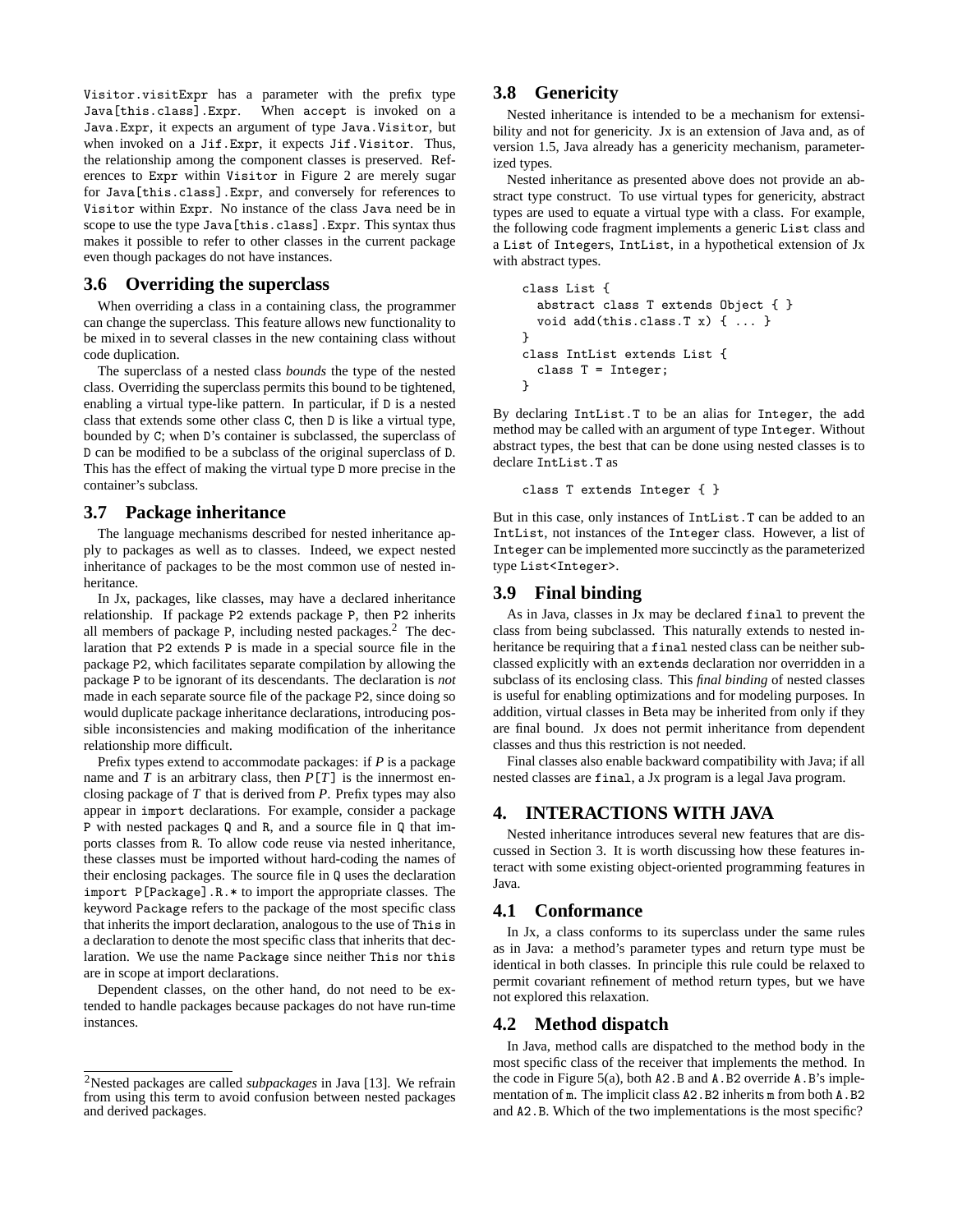Visitor.visitExpr has a parameter with the prefix type Java[this.class].Expr. When accept is invoked on a Java.Expr, it expects an argument of type Java.Visitor, but when invoked on a Jif.Expr, it expects Jif.Visitor. Thus, the relationship among the component classes is preserved. References to Expr within Visitor in Figure 2 are merely sugar for Java[this.class].Expr, and conversely for references to Visitor within Expr. No instance of the class Java need be in scope to use the type Java[this.class].Expr. This syntax thus makes it possible to refer to other classes in the current package even though packages do not have instances.

## 3.6 Overriding the superclass

When overriding a class in a containing class, the programmer can change the superclass. This feature allows new functionality to be mixed in to several classes in the new containing class without code duplication.

The superclass of a nested class *bounds* the type of the nested class. Overriding the superclass permits this bound to be tightened, enabling a virtual type-like pattern. In particular, if D is a nested class that extends some other class C, then D is like a virtual type, bounded by C; when D's container is subclassed, the superclass of D can be modified to be a subclass of the original superclass of D. This has the effect of making the virtual type D more precise in the container's subclass.

## 3.7 Package inheritance

The language mechanisms described for nested inheritance apply to packages as well as to classes. Indeed, we expect nested inheritance of packages to be the most common use of nested inheritance.

In Jx, packages, like classes, may have a declared inheritance relationship. If package P2 extends package P, then P2 inherits all members of package P, including nested packages.[2] The declaration that P2 extends P is made in a special source file in the package P2, which facilitates separate compilation by allowing the package P to be ignorant of its descendants. The declaration is *not* made in each separate source file of the package P2, since doing so would duplicate package inheritance declarations, introducing possible inconsistencies and making modification of the inheritance relationship more difficult.

Prefix types extend to accommodate packages: if $P$ is a package name and $T$ is an arbitrary class, then $P$[$T$] is the innermost enclosing package of $T$ that is derived from $P$. Prefix types may also appear in import declarations. For example, consider a package P with nested packages Q and R, and a source file in Q that imports classes from R. To allow code reuse via nested inheritance, these classes must be imported without hard-coding the names of their enclosing packages. The source file in Q uses the declaration import P[Package].R.* to import the appropriate classes. The keyword Package refers to the package of the most specific class that inherits the import declaration, analogous to the use of This in a declaration to denote the most specific class that inherits that declaration. We use the name Package since neither This nor this are in scope at import declarations.

Dependent classes, on the other hand, do not need to be extended to handle packages because packages do not have run-time instances.

[2]Nested packages are called *subpackages* in Java [13]. We refrain from using this term to avoid confusion between nested packages and derived packages.

## 3.8 Genericity

Nested inheritance is intended to be a mechanism for extensibility and not for genericity. Jx is an extension of Java and, as of version 1.5, Java already has a genericity mechanism, parameterized types.

Nested inheritance as presented above does not provide an abstract type construct. To use virtual types for genericity, abstract types are used to equate a virtual type with a class. For example, the following code fragment implements a generic List class and a List of Integers, IntList, in a hypothetical extension of Jx with abstract types.

```
class List {
  abstract class T extends Object { }
  void add(this.class.T x) { ... }
}
class IntList extends List {
  class T = Integer;
}
```

By declaring IntList.T to be an alias for Integer, the add method may be called with an argument of type Integer. Without abstract types, the best that can be done using nested classes is to declare IntList.T as

```
class T extends Integer { }
```

But in this case, only instances of IntList.T can be added to an IntList, not instances of the Integer class. However, a list of Integer can be implemented more succinctly as the parameterized type List<Integer>.

## 3.9 Final binding

As in Java, classes in Jx may be declared final to prevent the class from being subclassed. This naturally extends to nested inheritance be requiring that a final nested class can be neither subclassed explicitly with an extends declaration nor overridden in a subclass of its enclosing class. This *final binding* of nested classes is useful for enabling optimizations and for modeling purposes. In addition, virtual classes in Beta may be inherited from only if they are final bound. Jx does not permit inheritance from dependent classes and thus this restriction is not needed.

Final classes also enable backward compatibility with Java; if all nested classes are final, a Jx program is a legal Java program.

# 4. INTERACTIONS WITH JAVA

Nested inheritance introduces several new features that are discussed in Section 3. It is worth discussing how these features interact with some existing object-oriented programming features in Java.

## 4.1 Conformance

In Jx, a class conforms to its superclass under the same rules as in Java: a method's parameter types and return type must be identical in both classes. In principle this rule could be relaxed to permit covariant refinement of method return types, but we have not explored this relaxation.

## 4.2 Method dispatch

In Java, method calls are dispatched to the method body in the most specific class of the receiver that implements the method. In the code in Figure 5(a), both A2.B and A.B2 override A.B's implementation of m. The implicit class A2.B2 inherits m from both A.B2 and A2.B. Which of the two implementations is the most specific?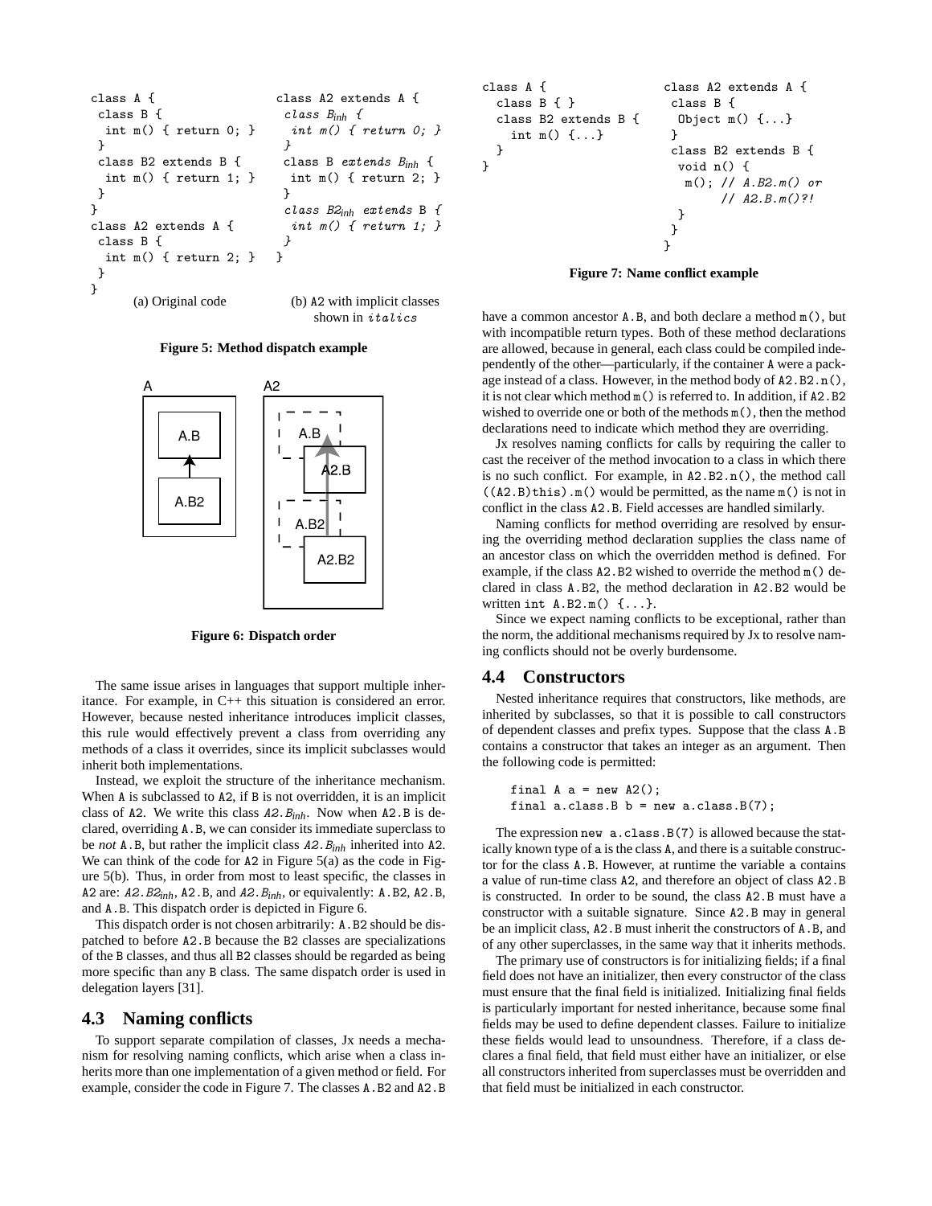```
class A {
 class B {
  int m() { return 0; }
 }
 class B2 extends B {
  int m() { return 1; }
 }
}
class A2 extends A {
 class B {
  int m() { return 2; }
 }
}
```

(a) Original code

```
class A2 extends A {
 class B_inh {
  int m() { return 0; }
 }
 class B extends B_inh {
  int m() { return 2; }
 }
 class B2_inh extends B {
  int m() { return 1; }
 }
}
```

(b) A2 with implicit classes shown in *italics*

**Figure 5: Method dispatch example**

**Figure 6: Dispatch order**

The same issue arises in languages that support multiple inheritance. For example, in C++ this situation is considered an error. However, because nested inheritance introduces implicit classes, this rule would effectively prevent a class from overriding any methods of a class it overrides, since its implicit subclasses would inherit both implementations.

Instead, we exploit the structure of the inheritance mechanism. When A is subclassed to A2, if B is not overridden, it is an implicit class of A2. We write this class *A2.B*$_{inh}$. Now when A2.B is declared, overriding A.B, we can consider its immediate superclass to be *not* A.B, but rather the implicit class *A2.B*$_{inh}$ inherited into A2. We can think of the code for A2 in Figure 5(a) as the code in Figure 5(b). Thus, in order from most to least specific, the classes in A2 are: *A2.B2*$_{inh}$, A2.B, and *A2.B*$_{inh}$, or equivalently: A.B2, A2.B, and A.B. This dispatch order is depicted in Figure 6.

This dispatch order is not chosen arbitrarily: A.B2 should be dispatched to before A2.B because the B2 classes are specializations of the B classes, and thus all B2 classes should be regarded as being more specific than any B class. The same dispatch order is used in delegation layers [31].

## 4.3 Naming conflicts

To support separate compilation of classes, Jx needs a mechanism for resolving naming conflicts, which arise when a class inherits more than one implementation of a given method or field. For example, consider the code in Figure 7. The classes A.B2 and A2.B have a common ancestor A.B, and both declare a method m(), but with incompatible return types. Both of these method declarations are allowed, because in general, each class could be compiled independently of the other—particularly, if the container A were a package instead of a class. However, in the method body of A2.B2.n(), it is not clear which method m() is referred to. In addition, if A2.B2 wished to override one or both of the methods m(), then the method declarations need to indicate which method they are overriding.

```
class A {
  class B { }
  class B2 extends B {
    int m() {...}
  }
}
```

```
class A2 extends A {
 class B {
  Object m() {...}
 }
 class B2 extends B {
  void n() {
   m(); // A.B2.m() or
        // A2.B.m()?!
  }
 }
}
```

**Figure 7: Name conflict example**

Jx resolves naming conflicts for calls by requiring the caller to cast the receiver of the method invocation to a class in which there is no such conflict. For example, in A2.B2.n(), the method call ((A2.B)this).m() would be permitted, as the name m() is not in conflict in the class A2.B. Field accesses are handled similarly.

Naming conflicts for method overriding are resolved by ensuring the overriding method declaration supplies the class name of an ancestor class on which the overridden method is defined. For example, if the class A2.B2 wished to override the method m() declared in class A.B2, the method declaration in A2.B2 would be written int A.B2.m() {...}.

Since we expect naming conflicts to be exceptional, rather than the norm, the additional mechanisms required by Jx to resolve naming conflicts should not be overly burdensome.

## 4.4 Constructors

Nested inheritance requires that constructors, like methods, are inherited by subclasses, so that it is possible to call constructors of dependent classes and prefix types. Suppose that the class A.B contains a constructor that takes an integer as an argument. Then the following code is permitted:

```
final A a = new A2();
final a.class.B b = new a.class.B(7);
```

The expression new a.class.B(7) is allowed because the statically known type of a is the class A, and there is a suitable constructor for the class A.B. However, at runtime the variable a contains a value of run-time class A2, and therefore an object of class A2.B is constructed. In order to be sound, the class A2.B must have a constructor with a suitable signature. Since A2.B may in general be an implicit class, A2.B must inherit the constructors of A.B, and of any other superclasses, in the same way that it inherits methods.

The primary use of constructors is for initializing fields; if a final field does not have an initializer, then every constructor of the class must ensure that the final field is initialized. Initializing final fields is particularly important for nested inheritance, because some final fields may be used to define dependent classes. Failure to initialize these fields would lead to unsoundness. Therefore, if a class declares a final field, that field must either have an initializer, or else all constructors inherited from superclasses must be overridden and that field must be initialized in each constructor.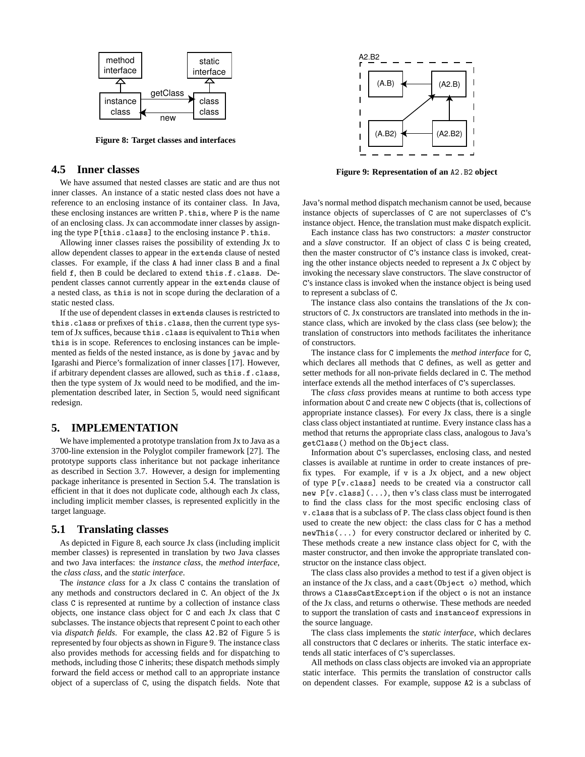Figure 8: Target classes and interfaces

## 4.5 Inner classes

We have assumed that nested classes are static and are thus not inner classes. An instance of a static nested class does not have a reference to an enclosing instance of its container class. In Java, these enclosing instances are written `P.this`, where `P` is the name of an enclosing class. Jx can accommodate inner classes by assigning the type `P[this.class]` to the enclosing instance `P.this`.

Allowing inner classes raises the possibility of extending Jx to allow dependent classes to appear in the `extends` clause of nested classes. For example, if the class `A` had inner class `B` and a final field `f`, then `B` could be declared to extend `this.f.class`. Dependent classes cannot currently appear in the `extends` clause of a nested class, as `this` is not in scope during the declaration of a static nested class.

If the use of dependent classes in `extends` clauses is restricted to `this.class` or prefixes of `this.class`, then the current type system of Jx suffices, because `this.class` is equivalent to `This` when `this` is in scope. References to enclosing instances can be implemented as fields of the nested instance, as is done by `javac` and by Igarashi and Pierce's formalization of inner classes [17]. However, if arbitrary dependent classes are allowed, such as `this.f.class`, then the type system of Jx would need to be modified, and the implementation described later, in Section 5, would need significant redesign.

# 5. IMPLEMENTATION

We have implemented a prototype translation from Jx to Java as a 3700-line extension in the Polyglot compiler framework [27]. The prototype supports class inheritance but not package inheritance as described in Section 3.7. However, a design for implementing package inheritance is presented in Section 5.4. The translation is efficient in that it does not duplicate code, although each Jx class, including implicit member classes, is represented explicitly in the target language.

## 5.1 Translating classes

As depicted in Figure 8, each source Jx class (including implicit member classes) is represented in translation by two Java classes and two Java interfaces: the *instance class*, the *method interface*, the *class class*, and the *static interface*.

The *instance class* for a Jx class `C` contains the translation of any methods and constructors declared in `C`. An object of the Jx class `C` is represented at runtime by a collection of instance class objects, one instance class object for `C` and each Jx class that `C` subclasses. The instance objects that represent `C` point to each other via *dispatch fields*. For example, the class `A2.B2` of Figure 5 is represented by four objects as shown in Figure 9. The instance class also provides methods for accessing fields and for dispatching to methods, including those `C` inherits; these dispatch methods simply forward the field access or method call to an appropriate instance object of a superclass of `C`, using the dispatch fields. Note that

Figure 9: Representation of an `A2.B2` object

Java's normal method dispatch mechanism cannot be used, because instance objects of superclasses of `C` are not superclasses of `C`'s instance object. Hence, the translation must make dispatch explicit.

Each instance class has two constructors: a *master* constructor and a *slave* constructor. If an object of class `C` is being created, then the master constructor of `C`'s instance class is invoked, creating the other instance objects needed to represent a Jx `C` object by invoking the necessary slave constructors. The slave constructor of `C`'s instance class is invoked when the instance object is being used to represent a subclass of `C`.

The instance class also contains the translations of the Jx constructors of `C`. Jx constructors are translated into methods in the instance class, which are invoked by the class class (see below); the translation of constructors into methods facilitates the inheritance of constructors.

The instance class for `C` implements the *method interface* for `C`, which declares all methods that `C` defines, as well as getter and setter methods for all non-private fields declared in `C`. The method interface extends all the method interfaces of `C`'s superclasses.

The *class class* provides means at runtime to both access type information about `C` and create new `C` objects (that is, collections of appropriate instance classes). For every Jx class, there is a single class class object instantiated at runtime. Every instance class has a method that returns the appropriate class class, analogous to Java's `getClass()` method on the `Object` class.

Information about `C`'s superclasses, enclosing class, and nested classes is available at runtime in order to create instances of prefix types. For example, if `v` is a Jx object, and a new object of type `P[v.class]` needs to be created via a constructor call `new P[v.class](...)`, then `v`'s class class must be interrogated to find the class class for the most specific enclosing class of `v.class` that is a subclass of `P`. The class class object found is then used to create the new object: the class class for `C` has a method `newThis(...)` for every constructor declared or inherited by `C`. These methods create a new instance class object for `C`, with the master constructor, and then invoke the appropriate translated constructor on the instance class object.

The class class also provides a method to test if a given object is an instance of the Jx class, and a `cast(Object o)` method, which throws a `ClassCastException` if the object `o` is not an instance of the Jx class, and returns `o` otherwise. These methods are needed to support the translation of casts and `instanceof` expressions in the source language.

The class class implements the *static interface*, which declares all constructors that `C` declares or inherits. The static interface extends all static interfaces of `C`'s superclasses.

All methods on class class objects are invoked via an appropriate static interface. This permits the translation of constructor calls on dependent classes. For example, suppose `A2` is a subclass of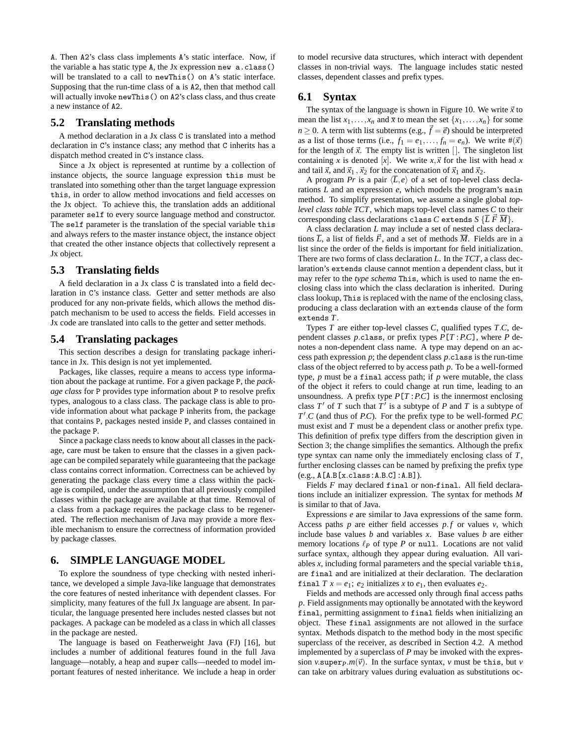A. Then A2's class class implements A's static interface. Now, if the variable a has static type A, the Jx expression `new a.class()` will be translated to a call to `newThis()` on A's static interface. Supposing that the run-time class of a is A2, then that method call will actually invoke `newThis()` on A2's class class, and thus create a new instance of A2.

## 5.2 Translating methods

A method declaration in a Jx class C is translated into a method declaration in C's instance class; any method that C inherits has a dispatch method created in C's instance class.

Since a Jx object is represented at runtime by a collection of instance objects, the source language expression `this` must be translated into something other than the target language expression `this`, in order to allow method invocations and field accesses on the Jx object. To achieve this, the translation adds an additional parameter `self` to every source language method and constructor. The `self` parameter is the translation of the special variable `this` and always refers to the master instance object, the instance object that created the other instance objects that collectively represent a Jx object.

## 5.3 Translating fields

A field declaration in a Jx class C is translated into a field declaration in C's instance class. Getter and setter methods are also produced for any non-private fields, which allows the method dispatch mechanism to be used to access the fields. Field accesses in Jx code are translated into calls to the getter and setter methods.

## 5.4 Translating packages

This section describes a design for translating package inheritance in Jx. This design is not yet implemented.

Packages, like classes, require a means to access type information about the package at runtime. For a given package P, the *package class* for P provides type information about P to resolve prefix types, analogous to a class class. The package class is able to provide information about what package P inherits from, the package that contains P, packages nested inside P, and classes contained in the package P.

Since a package class needs to know about all classes in the package, care must be taken to ensure that the classes in a given package can be compiled separately while guaranteeing that the package class contains correct information. Correctness can be achieved by generating the package class every time a class within the package is compiled, under the assumption that all previously compiled classes within the package are available at that time. Removal of a class from a package requires the package class to be regenerated. The reflection mechanism of Java may provide a more flexible mechanism to ensure the correctness of information provided by package classes.

# 6. SIMPLE LANGUAGE MODEL

To explore the soundness of type checking with nested inheritance, we developed a simple Java-like language that demonstrates the core features of nested inheritance with dependent classes. For simplicity, many features of the full Jx language are absent. In particular, the language presented here includes nested classes but not packages. A package can be modeled as a class in which all classes in the package are nested.

The language is based on Featherweight Java (FJ) [16], but includes a number of additional features found in the full Java language—notably, a heap and `super` calls—needed to model important features of nested inheritance. We include a heap in order to model recursive data structures, which interact with dependent classes in non-trivial ways. The language includes static nested classes, dependent classes and prefix types.

## 6.1 Syntax

The syntax of the language is shown in Figure 10. We write $\vec{x}$ to mean the list $x_1, \ldots, x_n$ and $\overline{x}$ to mean the set $\{x_1, \ldots, x_n\}$ for some $n \geq 0$. A term with list subterms (e.g., $\vec{f} = \vec{e}$) should be interpreted as a list of those terms (i.e., $f_1 = e_1, \ldots, f_n = e_n$). We write $\#(\vec{x})$ for the length of $\vec{x}$. The empty list is written $[\,]$. The singleton list containing $x$ is denoted $[x]$. We write $x, \vec{x}$ for the list with head $x$ and tail $\vec{x}$, and $\vec{x}_1, \vec{x}_2$ for the concatenation of $\vec{x}_1$ and $\vec{x}_2$.

A program $Pr$ is a pair $\langle \overline{L}, e \rangle$ of a set of top-level class declarations $L$ and an expression $e$, which models the program's `main` method. To simplify presentation, we assume a single global *top-level class table TCT*, which maps top-level class names $C$ to their corresponding class declarations `class` $C$ `extends` $S$ $\{\overline{L}\ \vec{F}\ \overline{M}\}$.

A class declaration $L$ may include a set of nested class declarations $\overline{L}$, a list of fields $\vec{F}$, and a set of methods $\overline{M}$. Fields are in a list since the order of the fields is important for field initialization. There are two forms of class declaration $L$. In the *TCT*, a class declaration's `extends` clause cannot mention a dependent class, but it may refer to the *type schema* `This`, which is used to name the enclosing class into which the class declaration is inherited. During class lookup, `This` is replaced with the name of the enclosing class, producing a class declaration with an `extends` clause of the form `extends` $T$.

Types $T$ are either top-level classes $C$, qualified types $T.C$, dependent classes $p$`.class`, or prefix types $P$`[`$T$`:`$P.C$`]`, where $P$ denotes a non-dependent class name. A type may depend on an access path expression $p$; the dependent class $p$`.class` is the run-time class of the object referred to by access path $p$. To be a well-formed type, $p$ must be a `final` access path; if $p$ were mutable, the class of the object it refers to could change at run time, leading to an unsoundness. A prefix type $P$`[`$T$`:`$P.C$`]` is the innermost enclosing class $T'$ of $T$ such that $T'$ is a subtype of $P$ and $T$ is a subtype of $T'.C$ (and thus of $P.C$). For the prefix type to be well-formed $P.C$ must exist and $T$ must be a dependent class or another prefix type. This definition of prefix type differs from the description given in Section 3; the change simplifies the semantics. Although the prefix type syntax can name only the immediately enclosing class of $T$, further enclosing classes can be named by prefixing the prefix type (e.g., `A[A.B[x.class:A.B.C]:A.B]`).

Fields $F$ may declared `final` or non-`final`. All field declarations include an initializer expression. The syntax for methods $M$ is similar to that of Java.

Expressions $e$ are similar to Java expressions of the same form. Access paths $p$ are either field accesses $p.f$ or values $v$, which include base values $b$ and variables $x$. Base values $b$ are either memory locations $\ell_P$ of type $P$ or `null`. Locations are not valid surface syntax, although they appear during evaluation. All variables $x$, including formal parameters and the special variable `this`, are `final` and are initialized at their declaration. The declaration `final` $T$ $x = e_1$; $e_2$ initializes $x$ to $e_1$, then evaluates $e_2$.

Fields and methods are accessed only through final access paths $p$. Field assignments may optionally be annotated with the keyword `final`, permitting assignment to `final` fields when initializing an object. These `final` assignments are not allowed in the surface syntax. Methods dispatch to the method body in the most specific superclass of the receiver, as described in Section 4.2. A method implemented by a superclass of $P$ may be invoked with the expression $v.$`super`$_P.m(\vec{v})$. In the surface syntax, $v$ must be `this`, but $v$ can take on arbitrary values during evaluation as substitutions oc-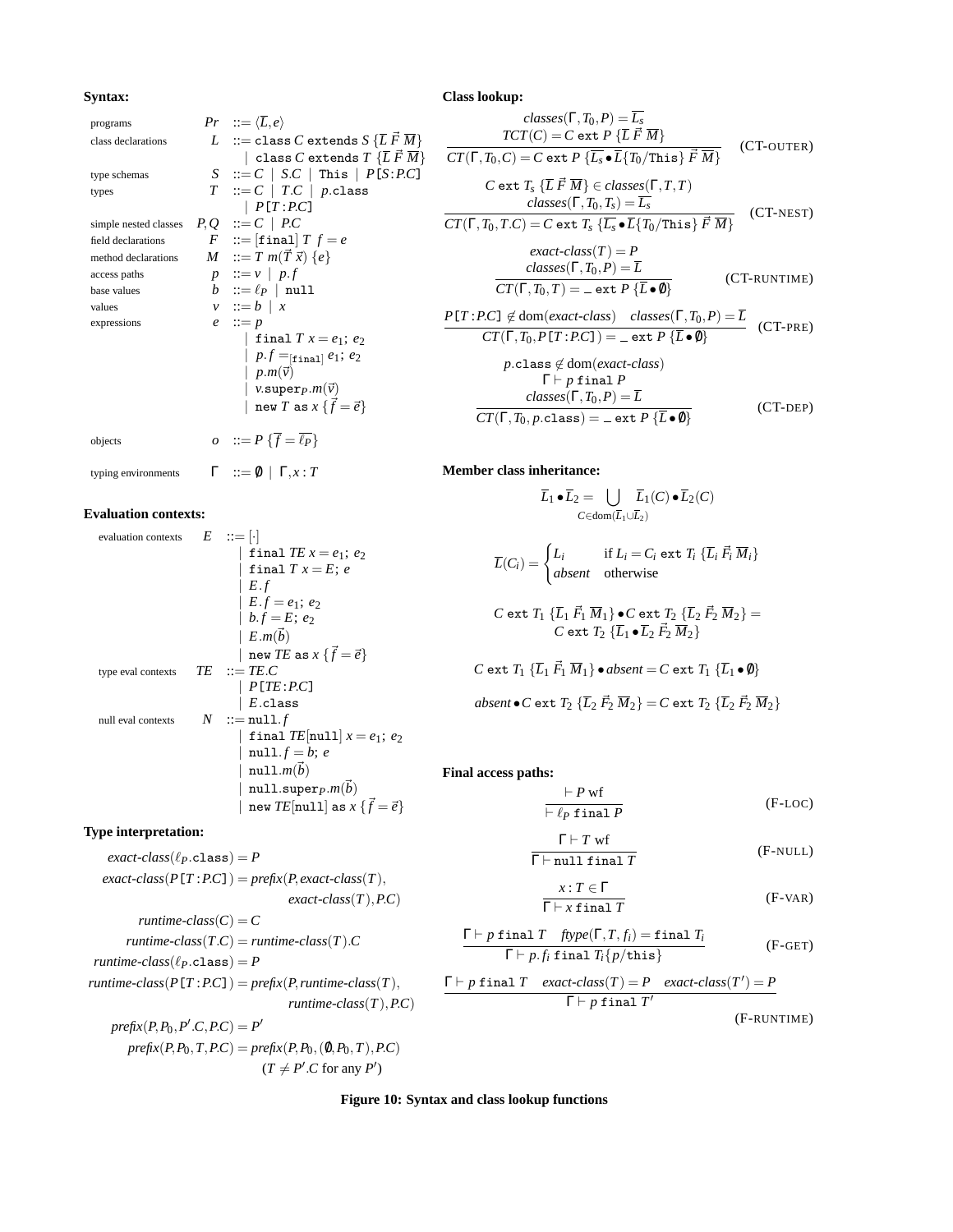**Syntax:**

| | | |
|---|---|---|
| programs | $Pr$ | $::= \langle \overline{L}, e \rangle$ |
| class declarations | $L$ | $::= \texttt{class}\ C\ \texttt{extends}\ S\ \{\overline{L}\ \vec{F}\ \overline{M}\}$ |
| | | $\mid\ \texttt{class}\ C\ \texttt{extends}\ T\ \{\overline{L}\ \vec{F}\ \overline{M}\}$ |
| type schemas | $S$ | $::= C \mid S.C \mid \texttt{This} \mid P\texttt{[}S\texttt{:}P.C\texttt{]}$ |
| types | $T$ | $::= C \mid T.C \mid p.\texttt{class}$ |
| | | $\mid\ P\texttt{[}T\texttt{:}P.C\texttt{]}$ |
| simple nested classes | $P, Q$ | $::= C \mid P.C$ |
| field declarations | $F$ | $::= [\texttt{final}]\ T\ f = e$ |
| method declarations | $M$ | $::= T\ m(\vec{T}\ \vec{x})\ \{e\}$ |
| access paths | $p$ | $::= v \mid p.f$ |
| base values | $b$ | $::= \ell_P \mid \texttt{null}$ |
| values | $v$ | $::= b \mid x$ |
| expressions | $e$ | $::= p$ |
| | | $\mid\ \texttt{final}\ T\ x = e_1;\ e_2$ |
| | | $\mid\ p.f =_{[\texttt{final}]} e_1;\ e_2$ |
| | | $\mid\ p.m(\vec{v})$ |
| | | $\mid\ v.\texttt{super}_P.m(\vec{v})$ |
| | | $\mid\ \texttt{new}\ T\ \texttt{as}\ x\ \{\vec{f} = \vec{e}\}$ |
| objects | $o$ | $::= P\ \{\overline{f} = \overline{\ell_P}\}$ |
| typing environments | $\Gamma$ | $::= \emptyset \mid \Gamma, x : T$ |

**Evaluation contexts:**

| | | |
|---|---|---|
| evaluation contexts | $E$ | $::= [\cdot]$ |
| | | $\mid\ \texttt{final}\ TE\ x = e_1;\ e_2$ |
| | | $\mid\ \texttt{final}\ T\ x = E;\ e$ |
| | | $\mid\ E.f$ |
| | | $\mid\ E.f = e_1;\ e_2$ |
| | | $\mid\ b.f = E;\ e_2$ |
| | | $\mid\ E.m(\vec{b})$ |
| | | $\mid\ \texttt{new}\ TE\ \texttt{as}\ x\ \{\vec{f} = \vec{e}\}$ |
| type eval contexts | $TE$ | $::= TE.C$ |
| | | $\mid\ P\texttt{[}TE\texttt{:}P.C\texttt{]}$ |
| | | $\mid\ E.\texttt{class}$ |
| null eval contexts | $N$ | $::= \texttt{null}.f$ |
| | | $\mid\ \texttt{final}\ TE[\texttt{null}]\ x = e_1;\ e_2$ |
| | | $\mid\ \texttt{null}.f = b;\ e$ |
| | | $\mid\ \texttt{null}.m(\vec{b})$ |
| | | $\mid\ \texttt{null}.\texttt{super}_P.m(\vec{b})$ |
| | | $\mid\ \texttt{new}\ TE[\texttt{null}]\ \texttt{as}\ x\ \{\vec{f} = \vec{e}\}$ |

**Type interpretation:**

$$
\begin{aligned}
\mathit{exact\text{-}class}(\ell_P.\texttt{class}) &= P \\
\mathit{exact\text{-}class}(P\texttt{[}T\texttt{:}P.C\texttt{]}) &= \mathit{prefix}(P, \mathit{exact\text{-}class}(T), \mathit{exact\text{-}class}(T), P.C) \\
\mathit{runtime\text{-}class}(C) &= C \\
\mathit{runtime\text{-}class}(T.C) &= \mathit{runtime\text{-}class}(T).C \\
\mathit{runtime\text{-}class}(\ell_P.\texttt{class}) &= P \\
\mathit{runtime\text{-}class}(P\texttt{[}T\texttt{:}P.C\texttt{]}) &= \mathit{prefix}(P, \mathit{runtime\text{-}class}(T), \mathit{runtime\text{-}class}(T), P.C) \\
\mathit{prefix}(P, P_0, P'.C, P.C) &= P' \\
\mathit{prefix}(P, P_0, T, P.C) &= \mathit{prefix}(P, P_0, (\emptyset, P_0, T), P.C) \\
& \quad (T \neq P'.C \text{ for any } P')
\end{aligned}
$$

**Class lookup:**

$$
\frac{\mathit{classes}(\Gamma, T_0, P) = \overline{L_s} \qquad \mathit{TCT}(C) = C\ \texttt{ext}\ P\ \{\overline{L}\ \vec{F}\ \overline{M}\}}{\mathit{CT}(\Gamma, T_0, C) = C\ \texttt{ext}\ P\ \{\overline{L_s} \bullet \overline{L}\{T_0/\texttt{This}\}\ \vec{F}\ \overline{M}\}} \quad \text{(CT-OUTER)}
$$

$$
\frac{C\ \texttt{ext}\ T_s\ \{\overline{L}\ \vec{F}\ \overline{M}\} \in \mathit{classes}(\Gamma, T, T) \qquad \mathit{classes}(\Gamma, T_0, T_s) = \overline{L_s}}{\mathit{CT}(\Gamma, T_0, T.C) = C\ \texttt{ext}\ T_s\ \{\overline{L_s} \bullet \overline{L}\{T_0/\texttt{This}\}\ \vec{F}\ \overline{M}\}} \quad \text{(CT-NEST)}
$$

$$
\frac{\mathit{exact\text{-}class}(T) = P \qquad \mathit{classes}(\Gamma, T_0, P) = \overline{L}}{\mathit{CT}(\Gamma, T_0, T) = \_\ \texttt{ext}\ P\ \{\overline{L} \bullet \emptyset\}} \quad \text{(CT-RUNTIME)}
$$

$$
\frac{P\texttt{[}T\texttt{:}P.C\texttt{]} \notin \mathrm{dom}(\mathit{exact\text{-}class}) \qquad \mathit{classes}(\Gamma, T_0, P) = \overline{L}}{\mathit{CT}(\Gamma, T_0, P\texttt{[}T\texttt{:}P.C\texttt{]}) = \_\ \texttt{ext}\ P\ \{\overline{L} \bullet \emptyset\}} \quad \text{(CT-PRE)}
$$

$$
\frac{p.\texttt{class} \notin \mathrm{dom}(\mathit{exact\text{-}class}) \qquad \Gamma \vdash p\ \texttt{final}\ P \qquad \mathit{classes}(\Gamma, T_0, P) = \overline{L}}{\mathit{CT}(\Gamma, T_0, p.\texttt{class}) = \_\ \texttt{ext}\ P\ \{\overline{L} \bullet \emptyset\}} \quad \text{(CT-DEP)}
$$

**Member class inheritance:**

$$
\overline{L}_1 \bullet \overline{L}_2 = \bigcup_{C \in \mathrm{dom}(\overline{L}_1 \cup \overline{L}_2)} \overline{L}_1(C) \bullet \overline{L}_2(C)
$$

$$
\overline{L}(C_i) = \begin{cases} L_i & \text{if } L_i = C_i\ \texttt{ext}\ T_i\ \{\overline{L}_i\ \vec{F}_i\ \overline{M}_i\} \\ \mathit{absent} & \text{otherwise} \end{cases}
$$

$$
C\ \texttt{ext}\ T_1\ \{\overline{L}_1\ \vec{F}_1\ \overline{M}_1\} \bullet C\ \texttt{ext}\ T_2\ \{\overline{L}_2\ \vec{F}_2\ \overline{M}_2\} = C\ \texttt{ext}\ T_2\ \{\overline{L}_1 \bullet \overline{L}_2\ \vec{F}_2\ \overline{M}_2\}
$$

$$
C\ \texttt{ext}\ T_1\ \{\overline{L}_1\ \vec{F}_1\ \overline{M}_1\} \bullet \mathit{absent} = C\ \texttt{ext}\ T_1\ \{\overline{L}_1 \bullet \emptyset\}
$$

$$
\mathit{absent} \bullet C\ \texttt{ext}\ T_2\ \{\overline{L}_2\ \vec{F}_2\ \overline{M}_2\} = C\ \texttt{ext}\ T_2\ \{\overline{L}_2\ \vec{F}_2\ \overline{M}_2\}
$$

**Final access paths:**

$$
\frac{\vdash P\ \text{wf}}{\vdash \ell_P\ \texttt{final}\ P} \quad \text{(F-LOC)}
$$

$$
\frac{\Gamma \vdash T\ \text{wf}}{\Gamma \vdash \texttt{null}\ \texttt{final}\ T} \quad \text{(F-NULL)}
$$

$$
\frac{x : T \in \Gamma}{\Gamma \vdash x\ \texttt{final}\ T} \quad \text{(F-VAR)}
$$

$$
\frac{\Gamma \vdash p\ \texttt{final}\ T \qquad \mathit{ftype}(\Gamma, T, f_i) = \texttt{final}\ T_i}{\Gamma \vdash p.f_i\ \texttt{final}\ T_i\{p/\texttt{this}\}} \quad \text{(F-GET)}
$$

$$
\frac{\Gamma \vdash p\ \texttt{final}\ T \qquad \mathit{exact\text{-}class}(T) = P \qquad \mathit{exact\text{-}class}(T') = P}{\Gamma \vdash p\ \texttt{final}\ T'} \quad \text{(F-RUNTIME)}
$$

**Figure 10: Syntax and class lookup functions**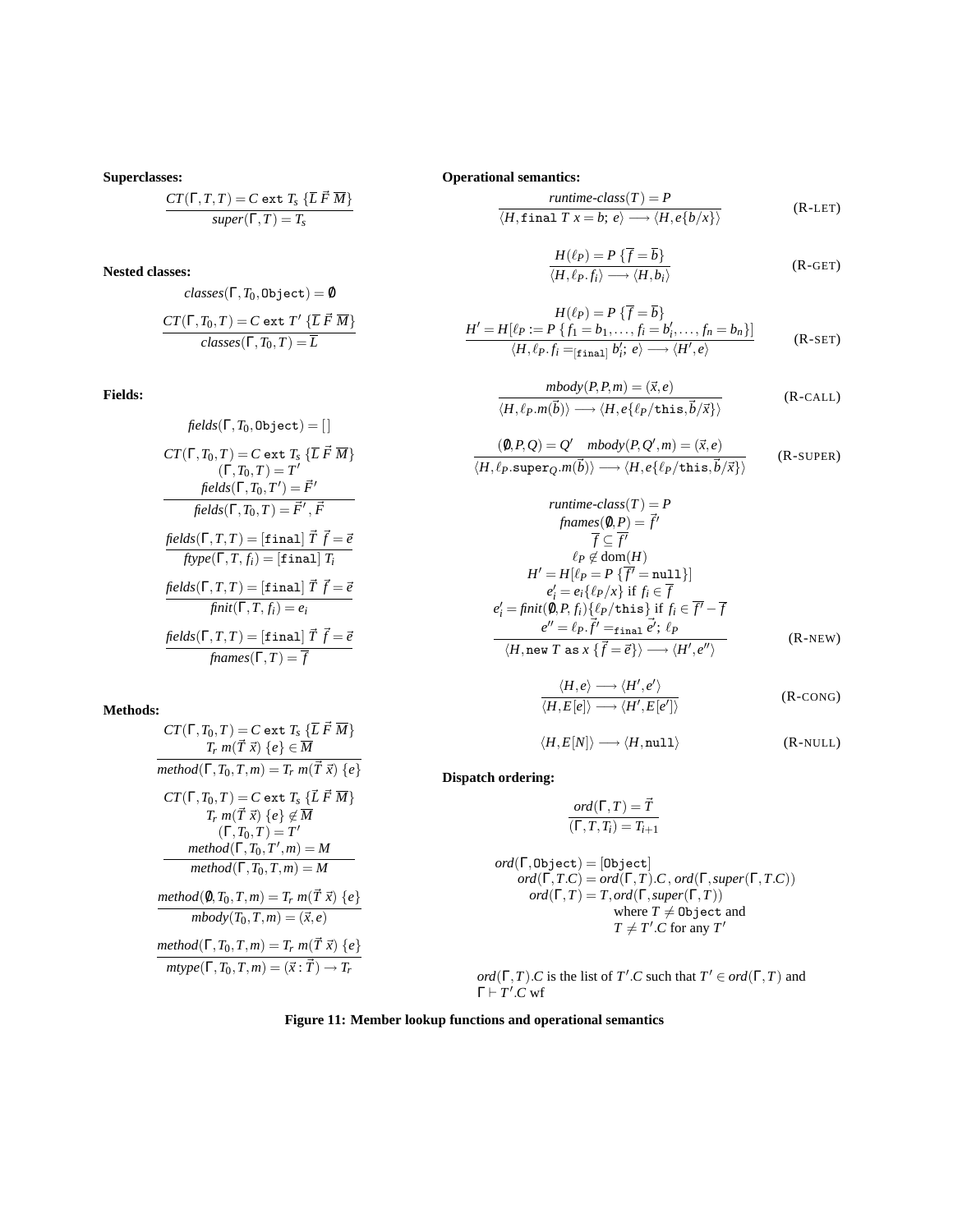**Superclasses:**

$$\frac{CT(\Gamma, T, T) = C \texttt{ ext } T_s \ \{\overline{L}\ \vec{F}\ \overline{M}\}}{super(\Gamma, T) = T_s}$$

**Nested classes:**

$$classes(\Gamma, T_0, \texttt{Object}) = \emptyset$$

$$\frac{CT(\Gamma, T_0, T) = C \texttt{ ext } T' \ \{\overline{L}\ \vec{F}\ \overline{M}\}}{classes(\Gamma, T_0, T) = \overline{L}}$$

**Fields:**

$$fields(\Gamma, T_0, \texttt{Object}) = [\,]$$

$$\frac{CT(\Gamma, T_0, T) = C \texttt{ ext } T_s \ \{\overline{L}\ \vec{F}\ \overline{M}\} \quad (\Gamma, T_0, T) = T' \quad fields(\Gamma, T_0, T') = \vec{F}'}{fields(\Gamma, T_0, T) = \vec{F}', \vec{F}}$$

$$\frac{fields(\Gamma, T, T) = [\texttt{final}]\ \vec{T}\ \vec{f} = \vec{e}}{ftype(\Gamma, T, f_i) = [\texttt{final}]\ T_i}$$

$$\frac{fields(\Gamma, T, T) = [\texttt{final}]\ \vec{T}\ \vec{f} = \vec{e}}{finit(\Gamma, T, f_i) = e_i}$$

$$\frac{fields(\Gamma, T, T) = [\texttt{final}]\ \vec{T}\ \vec{f} = \vec{e}}{fnames(\Gamma, T) = \overline{f}}$$

**Methods:**

$$\frac{CT(\Gamma, T_0, T) = C \texttt{ ext } T_s \ \{\overline{L}\ \vec{F}\ \overline{M}\} \quad T_r\ m(\vec{T}\ \vec{x})\ \{e\} \in \overline{M}}{method(\Gamma, T_0, T, m) = T_r\ m(\vec{T}\ \vec{x})\ \{e\}}$$

$$\frac{CT(\Gamma, T_0, T) = C \texttt{ ext } T_s \ \{\overline{L}\ \vec{F}\ \overline{M}\} \quad T_r\ m(\vec{T}\ \vec{x})\ \{e\} \not\in \overline{M} \quad (\Gamma, T_0, T) = T' \quad method(\Gamma, T_0, T', m) = M}{method(\Gamma, T_0, T, m) = M}$$

$$\frac{method(\emptyset, T_0, T, m) = T_r\ m(\vec{T}\ \vec{x})\ \{e\}}{mbody(T_0, T, m) = (\vec{x}, e)}$$

$$\frac{method(\Gamma, T_0, T, m) = T_r\ m(\vec{T}\ \vec{x})\ \{e\}}{mtype(\Gamma, T_0, T, m) = (\vec{x} : \vec{T}) \to T_r}$$

**Operational semantics:**

$$\frac{runtime\text{-}class(T) = P}{\langle H, \texttt{final}\ T\ x = b;\ e\rangle \longrightarrow \langle H, e\{b/x\}\rangle} \quad \text{(R-LET)}$$

$$\frac{H(\ell_P) = P\ \{\overline{f} = \overline{b}\}}{\langle H, \ell_P.f_i\rangle \longrightarrow \langle H, b_i\rangle} \quad \text{(R-GET)}$$

$$\frac{H(\ell_P) = P\ \{\overline{f} = \overline{b}\} \quad H' = H[\ell_P := P\ \{f_1 = b_1, \ldots, f_i = b_i', \ldots, f_n = b_n\}]}{\langle H, \ell_P.f_i =_{[\texttt{final}]} b_i';\ e\rangle \longrightarrow \langle H', e\rangle} \quad \text{(R-SET)}$$

$$\frac{mbody(P, P, m) = (\vec{x}, e)}{\langle H, \ell_P.m(\vec{b})\rangle \longrightarrow \langle H, e\{\ell_P/\texttt{this}, \vec{b}/\vec{x}\}\rangle} \quad \text{(R-CALL)}$$

$$\frac{(\emptyset, P, Q) = Q' \quad mbody(P, Q', m) = (\vec{x}, e)}{\langle H, \ell_P.\texttt{super}_Q.m(\vec{b})\rangle \longrightarrow \langle H, e\{\ell_P/\texttt{this}, \vec{b}/\vec{x}\}\rangle} \quad \text{(R-SUPER)}$$

$$\frac{\begin{array}{c} runtime\text{-}class(T) = P \\ fnames(\emptyset, P) = \vec{f}' \\ \overline{f} \subseteq \overline{f'} \\ \ell_P \not\in \text{dom}(H) \\ H' = H[\ell_P = P\ \{\overline{f'} = \texttt{null}\}] \\ e_i' = e_i\{\ell_P/x\} \text{ if } f_i \in \overline{f} \\ e_i' = finit(\emptyset, P, f_i)\{\ell_P/\texttt{this}\} \text{ if } f_i \in \overline{f'} - \overline{f} \\ e'' = \ell_P.\vec{f}' =_{\texttt{final}} \vec{e}';\ \ell_P \end{array}}{\langle H, \texttt{new}\ T\ \texttt{as}\ x\ \{\vec{f} = \vec{e}\}\rangle \longrightarrow \langle H', e''\rangle} \quad \text{(R-NEW)}$$

$$\frac{\langle H, e\rangle \longrightarrow \langle H', e'\rangle}{\langle H, E[e]\rangle \longrightarrow \langle H', E[e']\rangle} \quad \text{(R-CONG)}$$

$$\langle H, E[N]\rangle \longrightarrow \langle H, \texttt{null}\rangle \quad \text{(R-NULL)}$$

**Dispatch ordering:**

$$\frac{ord(\Gamma, T) = \vec{T}}{(\Gamma, T, T_i) = T_{i+1}}$$

$$\begin{array}{l} ord(\Gamma, \texttt{Object}) = [\texttt{Object}] \\ ord(\Gamma, T.C) = ord(\Gamma, T).C,\ ord(\Gamma, super(\Gamma, T.C)) \\ ord(\Gamma, T) = T, ord(\Gamma, super(\Gamma, T)) \\ \qquad \text{where } T \neq \texttt{Object} \text{ and} \\ \qquad T \neq T'.C \text{ for any } T' \end{array}$$

$ord(\Gamma, T).C$ is the list of $T'.C$ such that $T' \in ord(\Gamma, T)$ and $\Gamma \vdash T'.C$ wf

**Figure 11: Member lookup functions and operational semantics**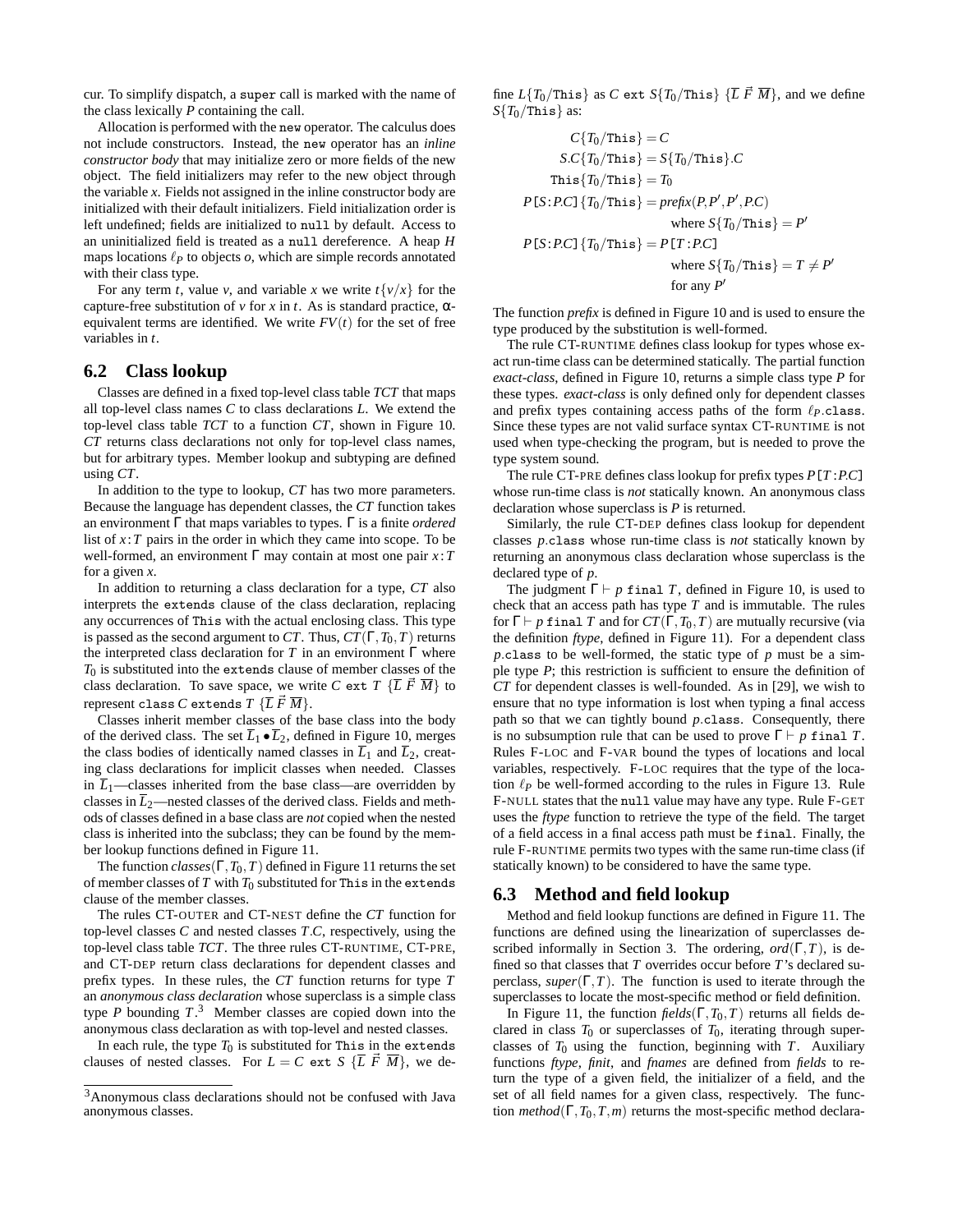cur. To simplify dispatch, a `super` call is marked with the name of the class lexically $P$ containing the call.

Allocation is performed with the `new` operator. The calculus does not include constructors. Instead, the `new` operator has an *inline constructor body* that may initialize zero or more fields of the new object. The field initializers may refer to the new object through the variable $x$. Fields not assigned in the inline constructor body are initialized with their default initializers. Field initialization order is left undefined; fields are initialized to `null` by default. Access to an uninitialized field is treated as a `null` dereference. A heap $H$ maps locations $\ell_P$ to objects $o$, which are simple records annotated with their class type.

For any term $t$, value $v$, and variable $x$ we write $t\{v/x\}$ for the capture-free substitution of $v$ for $x$ in $t$. As is standard practice, $\alpha$-equivalent terms are identified. We write $FV(t)$ for the set of free variables in $t$.

## 6.2 Class lookup

Classes are defined in a fixed top-level class table *TCT* that maps all top-level class names $C$ to class declarations $L$. We extend the top-level class table *TCT* to a function *CT*, shown in Figure 10. *CT* returns class declarations not only for top-level class names, but for arbitrary types. Member lookup and subtyping are defined using *CT*.

In addition to the type to lookup, *CT* has two more parameters. Because the language has dependent classes, the *CT* function takes an environment $\Gamma$ that maps variables to types. $\Gamma$ is a finite *ordered* list of $x\!:\!T$ pairs in the order in which they came into scope. To be well-formed, an environment $\Gamma$ may contain at most one pair $x\!:\!T$ for a given $x$.

In addition to returning a class declaration for a type, *CT* also interprets the `extends` clause of the class declaration, replacing any occurrences of `This` with the actual enclosing class. This type is passed as the second argument to *CT*. Thus, $CT(\Gamma, T_0, T)$ returns the interpreted class declaration for $T$ in an environment $\Gamma$ where $T_0$ is substituted into the `extends` clause of member classes of the class declaration. To save space, we write $C$ `ext` $T$ $\{\overline{L}\ \vec{F}\ \overline{M}\}$ to represent `class` $C$ `extends` $T$ $\{\overline{L}\ \vec{F}\ \overline{M}\}$.

Classes inherit member classes of the base class into the body of the derived class. The set $\overline{L}_1 \bullet \overline{L}_2$, defined in Figure 10, merges the class bodies of identically named classes in $\overline{L}_1$ and $\overline{L}_2$, creating class declarations for implicit classes when needed. Classes in $\overline{L}_1$—classes inherited from the base class—are overridden by classes in $\overline{L}_2$—nested classes of the derived class. Fields and methods of classes defined in a base class are *not* copied when the nested class is inherited into the subclass; they can be found by the member lookup functions defined in Figure 11.

The function $classes(\Gamma, T_0, T)$ defined in Figure 11 returns the set of member classes of $T$ with $T_0$ substituted for `This` in the `extends` clause of the member classes.

The rules CT-OUTER and CT-NEST define the *CT* function for top-level classes $C$ and nested classes $T.C$, respectively, using the top-level class table *TCT*. The three rules CT-RUNTIME, CT-PRE, and CT-DEP return class declarations for dependent classes and prefix types. In these rules, the *CT* function returns for type $T$ an *anonymous class declaration* whose superclass is a simple class type $P$ bounding $T$.[3] Member classes are copied down into the anonymous class declaration as with top-level and nested classes.

In each rule, the type $T_0$ is substituted for `This` in the `extends` clauses of nested classes. For $L = C$ `ext` $S$ $\{\overline{L}\ \vec{F}\ \overline{M}\}$, we define $L\{T_0/\texttt{This}\}$ as $C$ `ext` $S\{T_0/\texttt{This}\}$ $\{\overline{L}\ \vec{F}\ \overline{M}\}$, and we define $S\{T_0/\texttt{This}\}$ as:

$$
\begin{aligned}
C\{T_0/\texttt{This}\} &= C \\
S.C\{T_0/\texttt{This}\} &= S\{T_0/\texttt{This}\}.C \\
\texttt{This}\{T_0/\texttt{This}\} &= T_0 \\
P[S\!:\!P.C]\{T_0/\texttt{This}\} &= prefix(P, P', P', P.C) \\
&\qquad \text{where } S\{T_0/\texttt{This}\} = P' \\
P[S\!:\!P.C]\{T_0/\texttt{This}\} &= P[T\!:\!P.C] \\
&\qquad \text{where } S\{T_0/\texttt{This}\} = T \neq P' \\
&\qquad \text{for any } P'
\end{aligned}
$$

The function *prefix* is defined in Figure 10 and is used to ensure the type produced by the substitution is well-formed.

The rule CT-RUNTIME defines class lookup for types whose exact run-time class can be determined statically. The partial function *exact-class*, defined in Figure 10, returns a simple class type $P$ for these types. *exact-class* is only defined only for dependent classes and prefix types containing access paths of the form $\ell_P$`.class`. Since these types are not valid surface syntax CT-RUNTIME is not used when type-checking the program, but is needed to prove the type system sound.

The rule CT-PRE defines class lookup for prefix types $P[T\!:\!P.C]$ whose run-time class is *not* statically known. An anonymous class declaration whose superclass is $P$ is returned.

Similarly, the rule CT-DEP defines class lookup for dependent classes $p$`.class` whose run-time class is *not* statically known by returning an anonymous class declaration whose superclass is the declared type of $p$.

The judgment $\Gamma \vdash p$ `final` $T$, defined in Figure 10, is used to check that an access path has type $T$ and is immutable. The rules for $\Gamma \vdash p$ `final` $T$ and for $CT(\Gamma, T_0, T)$ are mutually recursive (via the definition *ftype*, defined in Figure 11). For a dependent class $p$`.class` to be well-formed, the static type of $p$ must be a simple type $P$; this restriction is sufficient to ensure the definition of *CT* for dependent classes is well-founded. As in [29], we wish to ensure that no type information is lost when typing a final access path so that we can tightly bound $p$`.class`. Consequently, there is no subsumption rule that can be used to prove $\Gamma \vdash p$ `final` $T$. Rules F-LOC and F-VAR bound the types of locations and local variables, respectively. F-LOC requires that the type of the location $\ell_P$ be well-formed according to the rules in Figure 13. Rule F-NULL states that the `null` value may have any type. Rule F-GET uses the *ftype* function to retrieve the type of the field. The target of a field access in a final access path must be `final`. Finally, the rule F-RUNTIME permits two types with the same run-time class (if statically known) to be considered to have the same type.

## 6.3 Method and field lookup

Method and field lookup functions are defined in Figure 11. The functions are defined using the linearization of superclasses described informally in Section 3. The ordering, $ord(\Gamma, T)$, is defined so that classes that $T$ overrides occur before $T$'s declared superclass, $super(\Gamma, T)$. The function is used to iterate through the superclasses to locate the most-specific method or field definition.

In Figure 11, the function $fields(\Gamma, T_0, T)$ returns all fields declared in class $T_0$ or superclasses of $T_0$, iterating through superclasses of $T_0$ using the function, beginning with $T$. Auxiliary functions *ftype*, *finit*, and *fnames* are defined from *fields* to return the type of a given field, the initializer of a field, and the set of all field names for a given class, respectively. The function $method(\Gamma, T_0, T, m)$ returns the most-specific method declara-

[3] Anonymous class declarations should not be confused with Java anonymous classes.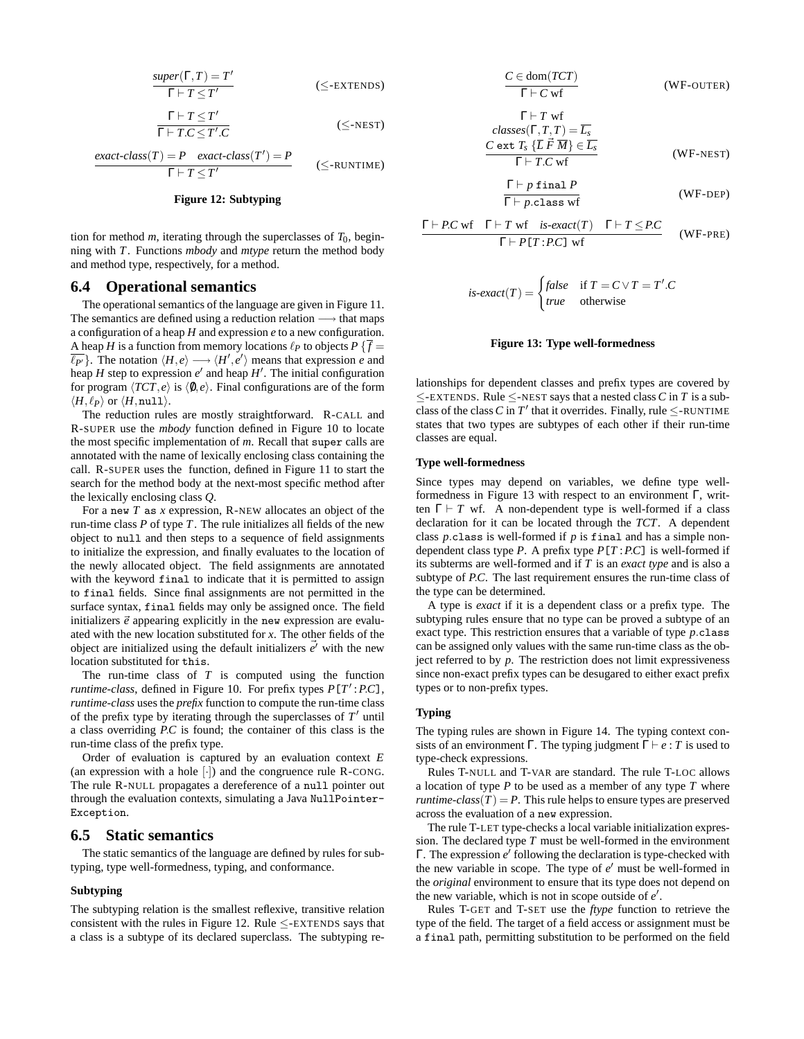$$\frac{\mathit{super}(\Gamma, T) = T'}{\Gamma \vdash T \leq T'} \quad (\leq\text{-EXTENDS})$$

$$\frac{\Gamma \vdash T \leq T'}{\Gamma \vdash T.C \leq T'.C} \quad (\leq\text{-NEST})$$

$$\frac{\mathit{exact\text{-}class}(T) = P \quad \mathit{exact\text{-}class}(T') = P}{\Gamma \vdash T \leq T'} \quad (\leq\text{-RUNTIME})$$

**Figure 12: Subtyping**

tion for method $m$, iterating through the superclasses of $T_0$, beginning with $T$. Functions *mbody* and *mtype* return the method body and method type, respectively, for a method.

## 6.4 Operational semantics

The operational semantics of the language are given in Figure 11. The semantics are defined using a reduction relation $\longrightarrow$ that maps a configuration of a heap $H$ and expression $e$ to a new configuration. A heap $H$ is a function from memory locations $\ell_P$ to objects $P\,\{\overline{f} = \overline{\ell_{P'}}\}$. The notation $\langle H, e\rangle \longrightarrow \langle H', e'\rangle$ means that expression $e$ and heap $H$ step to expression $e'$ and heap $H'$. The initial configuration for program $\langle TCT, e\rangle$ is $\langle \emptyset, e\rangle$. Final configurations are of the form $\langle H, \ell_P\rangle$ or $\langle H, \texttt{null}\rangle$.

The reduction rules are mostly straightforward. R-CALL and R-SUPER use the *mbody* function defined in Figure 10 to locate the most specific implementation of $m$. Recall that `super` calls are annotated with the name of lexically enclosing class containing the call. R-SUPER uses the function, defined in Figure 11 to start the search for the method body at the next-most specific method after the lexically enclosing class $Q$.

For a `new` $T$ `as` $x$ expression, R-NEW allocates an object of the run-time class $P$ of type $T$. The rule initializes all fields of the new object to `null` and then steps to a sequence of field assignments to initialize the expression, and finally evaluates to the location of the newly allocated object. The field assignments are annotated with the keyword `final` to indicate that it is permitted to assign to `final` fields. Since final assignments are not permitted in the surface syntax, `final` fields may only be assigned once. The field initializers $\vec{e}$ appearing explicitly in the `new` expression are evaluated with the new location substituted for $x$. The other fields of the object are initialized using the default initializers $\vec{e'}$ with the new location substituted for `this`.

The run-time class of $T$ is computed using the function *runtime-class*, defined in Figure 10. For prefix types $P[T' : P.C]$, *runtime-class* uses the *prefix* function to compute the run-time class of the prefix type by iterating through the superclasses of $T'$ until a class overriding $P.C$ is found; the container of this class is the run-time class of the prefix type.

Order of evaluation is captured by an evaluation context $E$ (an expression with a hole $[\cdot]$) and the congruence rule R-CONG. The rule R-NULL propagates a dereference of a `null` pointer out through the evaluation contexts, simulating a Java `NullPointerException`.

## 6.5 Static semantics

The static semantics of the language are defined by rules for subtyping, type well-formedness, typing, and conformance.

#### Subtyping

The subtyping relation is the smallest reflexive, transitive relation consistent with the rules in Figure 12. Rule $\leq$-EXTENDS says that a class is a subtype of its declared superclass. The subtyping relationships for dependent classes and prefix types are covered by $\leq$-EXTENDS. Rule $\leq$-NEST says that a nested class $C$ in $T$ is a subclass of the class $C$ in $T'$ that it overrides. Finally, rule $\leq$-RUNTIME states that two types are subtypes of each other if their run-time classes are equal.

$$\frac{C \in \mathrm{dom}(TCT)}{\Gamma \vdash C \text{ wf}} \quad (\text{WF-OUTER})$$

$$\frac{\Gamma \vdash T \text{ wf} \quad \mathit{classes}(\Gamma, T, T) = \overline{L_s} \quad C \texttt{ ext } T_s\ \{\overline{L}\ \vec{F}\ \overline{M}\} \in \overline{L_s}}{\Gamma \vdash T.C \text{ wf}} \quad (\text{WF-NEST})$$

$$\frac{\Gamma \vdash p \texttt{ final } P}{\Gamma \vdash p.\texttt{class} \text{ wf}} \quad (\text{WF-DEP})$$

$$\frac{\Gamma \vdash P.C \text{ wf} \quad \Gamma \vdash T \text{ wf} \quad \mathit{is\text{-}exact}(T) \quad \Gamma \vdash T \leq P.C}{\Gamma \vdash P[T : P.C] \text{ wf}} \quad (\text{WF-PRE})$$

$$\mathit{is\text{-}exact}(T) = \begin{cases} \mathit{false} & \text{if } T = C \vee T = T'.C \\ \mathit{true} & \text{otherwise} \end{cases}$$

**Figure 13: Type well-formedness**

#### Type well-formedness

Since types may depend on variables, we define type well-formedness in Figure 13 with respect to an environment $\Gamma$, written $\Gamma \vdash T$ wf. A non-dependent type is well-formed if a class declaration for it can be located through the *TCT*. A dependent class $p$.`class` is well-formed if $p$ is `final` and has a simple non-dependent class type $P$. A prefix type $P[T : P.C]$ is well-formed if its subterms are well-formed and if $T$ is an *exact type* and is also a subtype of $P.C$. The last requirement ensures the run-time class of the type can be determined.

A type is *exact* if it is a dependent class or a prefix type. The subtyping rules ensure that no type can be proved a subtype of an exact type. This restriction ensures that a variable of type $p$.`class` can be assigned only values with the same run-time class as the object referred to by $p$. The restriction does not limit expressiveness since non-exact prefix types can be desugared to either exact prefix types or to non-prefix types.

#### Typing

The typing rules are shown in Figure 14. The typing context consists of an environment $\Gamma$. The typing judgment $\Gamma \vdash e : T$ is used to type-check expressions.

Rules T-NULL and T-VAR are standard. The rule T-LOC allows a location of type $P$ to be used as a member of any type $T$ where *runtime-class*$(T) = P$. This rule helps to ensure types are preserved across the evaluation of a `new` expression.

The rule T-LET type-checks a local variable initialization expression. The declared type $T$ must be well-formed in the environment $\Gamma$. The expression $e'$ following the declaration is type-checked with the new variable in scope. The type of $e'$ must be well-formed in the *original* environment to ensure that its type does not depend on the new variable, which is not in scope outside of $e'$.

Rules T-GET and T-SET use the *ftype* function to retrieve the type of the field. The target of a field access or assignment must be a `final` path, permitting substitution to be performed on the field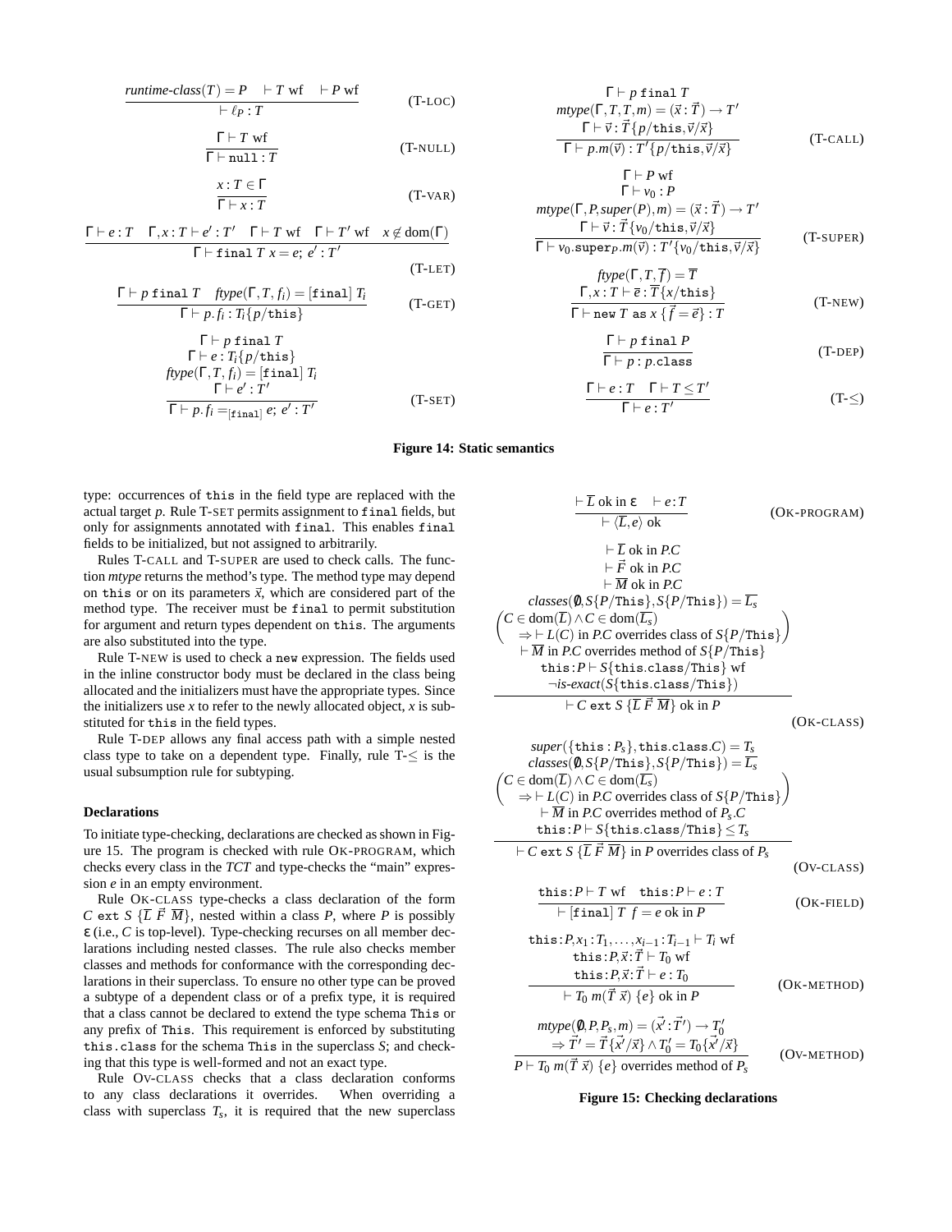$$\frac{\textit{runtime-class}(T) = P \quad \vdash T \text{ wf} \quad \vdash P \text{ wf}}{\vdash \ell_P : T} \quad \text{(T-LOC)}$$

$$\frac{\Gamma \vdash T \text{ wf}}{\Gamma \vdash \texttt{null} : T} \quad \text{(T-NULL)}$$

$$\frac{x : T \in \Gamma}{\Gamma \vdash x : T} \quad \text{(T-VAR)}$$

$$\frac{\Gamma \vdash e : T \quad \Gamma, x : T \vdash e' : T' \quad \Gamma \vdash T \text{ wf} \quad \Gamma \vdash T' \text{ wf} \quad x \notin \text{dom}(\Gamma)}{\Gamma \vdash \texttt{final}\ T\ x = e;\ e' : T'} \quad \text{(T-LET)}$$

$$\frac{\Gamma \vdash p\ \texttt{final}\ T \quad \textit{ftype}(\Gamma, T, f_i) = [\texttt{final}]\ T_i}{\Gamma \vdash p.f_i : T_i\{p/\texttt{this}\}} \quad \text{(T-GET)}$$

$$\frac{\begin{array}{c}\Gamma \vdash p\ \texttt{final}\ T \\ \Gamma \vdash e : T_i\{p/\texttt{this}\} \\ \textit{ftype}(\Gamma, T, f_i) = [\texttt{final}]\ T_i \\ \Gamma \vdash e' : T'\end{array}}{\Gamma \vdash p.f_i =_{[\texttt{final}]} e;\ e' : T'} \quad \text{(T-SET)}$$

$$\frac{\begin{array}{c}\Gamma \vdash p\ \texttt{final}\ T \\ \textit{mtype}(\Gamma, T, T, m) = (\vec{x} : \vec{T}) \to T' \\ \Gamma \vdash \vec{v} : \vec{T}\{p/\texttt{this}, \vec{v}/\vec{x}\}\end{array}}{\Gamma \vdash p.m(\vec{v}) : T'\{p/\texttt{this}, \vec{v}/\vec{x}\}} \quad \text{(T-CALL)}$$

$$\frac{\begin{array}{c}\Gamma \vdash P \text{ wf} \\ \Gamma \vdash v_0 : P \\ \textit{mtype}(\Gamma, P, \textit{super}(P), m) = (\vec{x} : \vec{T}) \to T' \\ \Gamma \vdash \vec{v} : \vec{T}\{v_0/\texttt{this}, \vec{v}/\vec{x}\}\end{array}}{\Gamma \vdash v_0.\texttt{super}_P.m(\vec{v}) : T'\{v_0/\texttt{this}, \vec{v}/\vec{x}\}} \quad \text{(T-SUPER)}$$

$$\frac{\begin{array}{c}\textit{ftype}(\Gamma, T, \overline{f}) = \overline{T} \\ \Gamma, x : T \vdash \overline{e} : \overline{T}\{x/\texttt{this}\}\end{array}}{\Gamma \vdash \texttt{new}\ T\ \texttt{as}\ x\ \{\overline{f} = \overline{e}\} : T} \quad \text{(T-NEW)}$$

$$\frac{\Gamma \vdash p\ \texttt{final}\ P}{\Gamma \vdash p : p.\texttt{class}} \quad \text{(T-DEP)}$$

$$\frac{\Gamma \vdash e : T \quad \Gamma \vdash T \leq T'}{\Gamma \vdash e : T'} \quad \text{(T-}\leq\text{)}$$

**Figure 14: Static semantics**

type: occurrences of `this` in the field type are replaced with the actual target $p$. Rule T-SET permits assignment to `final` fields, but only for assignments annotated with `final`. This enables `final` fields to be initialized, but not assigned to arbitrarily.

Rules T-CALL and T-SUPER are used to check calls. The function *mtype* returns the method's type. The method type may depend on `this` or on its parameters $\vec{x}$, which are considered part of the method type. The receiver must be `final` to permit substitution for argument and return types dependent on `this`. The arguments are also substituted into the type.

Rule T-NEW is used to check a `new` expression. The fields used in the inline constructor body must be declared in the class being allocated and the initializers must have the appropriate types. Since the initializers use $x$ to refer to the newly allocated object, $x$ is substituted for `this` in the field types.

Rule T-DEP allows any final access path with a simple nested class type to take on a dependent type. Finally, rule T-$\leq$ is the usual subsumption rule for subtyping.

### Declarations

To initiate type-checking, declarations are checked as shown in Figure 15. The program is checked with rule OK-PROGRAM, which checks every class in the *TCT* and type-checks the "main" expression $e$ in an empty environment.

Rule OK-CLASS type-checks a class declaration of the form $C$ `ext` $S\ \{\overline{L}\ \vec{F}\ \overline{M}\}$, nested within a class $P$, where $P$ is possibly $\varepsilon$ (i.e., $C$ is top-level). Type-checking recurses on all member declarations including nested classes. The rule also checks member classes and methods for conformance with the corresponding declarations in their superclass. To ensure no other type can be proved a subtype of a dependent class or of a prefix type, it is required that a class cannot be declared to extend the type schema `This` or any prefix of `This`. This requirement is enforced by substituting `this.class` for the schema `This` in the superclass $S$; and checking that this type is well-formed and not an exact type.

Rule OV-CLASS checks that a class declaration conforms to any class declarations it overrides. When overriding a class with superclass $T_s$, it is required that the new superclass

$$\frac{\vdash \overline{L} \text{ ok in } \varepsilon \quad \vdash e : T}{\vdash \langle \overline{L}, e \rangle \text{ ok}} \quad \text{(OK-PROGRAM)}$$

$$\frac{\begin{array}{c}\vdash \overline{L} \text{ ok in } P.C \\ \vdash \vec{F} \text{ ok in } P.C \\ \vdash \overline{M} \text{ ok in } P.C \\ \textit{classes}(\emptyset, S\{P/\texttt{This}\}, S\{P/\texttt{This}\}) = \overline{L_s} \\ \begin{pmatrix} C \in \text{dom}(\overline{L}) \wedge C \in \text{dom}(\overline{L_s}) \\ \Rightarrow \vdash L(C) \text{ in } P.C \text{ overrides class of } S\{P/\texttt{This}\}\end{pmatrix} \\ \vdash \overline{M} \text{ in } P.C \text{ overrides method of } S\{P/\texttt{This}\} \\ \texttt{this}{:}P \vdash S\{\texttt{this.class}/\texttt{This}\} \text{ wf} \\ \neg \textit{is-exact}(S\{\texttt{this.class}/\texttt{This}\})\end{array}}{\vdash C\ \texttt{ext}\ S\ \{\overline{L}\ \vec{F}\ \overline{M}\} \text{ ok in } P} \quad \text{(OK-CLASS)}$$

$$\frac{\begin{array}{c}\textit{super}(\{\texttt{this} : P_s\}, \texttt{this.class}.C) = T_s \\ \textit{classes}(\emptyset, S\{P/\texttt{This}\}, S\{P/\texttt{This}\}) = \overline{L_s} \\ \begin{pmatrix} C \in \text{dom}(\overline{L}) \wedge C \in \text{dom}(\overline{L_s}) \\ \Rightarrow \vdash L(C) \text{ in } P.C \text{ overrides class of } S\{P/\texttt{This}\}\end{pmatrix} \\ \vdash \overline{M} \text{ in } P.C \text{ overrides method of } P_s.C \\ \texttt{this}{:}P \vdash S\{\texttt{this.class}/\texttt{This}\} \leq T_s\end{array}}{\vdash C\ \texttt{ext}\ S\ \{\overline{L}\ \vec{F}\ \overline{M}\} \text{ in } P \text{ overrides class of } P_s} \quad \text{(OV-CLASS)}$$

$$\frac{\texttt{this}{:}P \vdash T \text{ wf} \quad \texttt{this}{:}P \vdash e : T}{\vdash [\texttt{final}]\ T\ f = e \text{ ok in } P} \quad \text{(OK-FIELD)}$$

$$\frac{\begin{array}{c}\texttt{this}{:}P, x_1{:}T_1, \ldots, x_{i-1}{:}T_{i-1} \vdash T_i \text{ wf} \\ \texttt{this}{:}P, \vec{x}{:}\vec{T} \vdash T_0 \text{ wf} \\ \texttt{this}{:}P, \vec{x}{:}\vec{T} \vdash e : T_0\end{array}}{\vdash T_0\ m(\vec{T}\ \vec{x})\ \{e\} \text{ ok in } P} \quad \text{(OK-METHOD)}$$

$$\frac{\begin{array}{c}\textit{mtype}(\emptyset, P, P_s, m) = (\vec{x'}{:}\vec{T'}) \to T_0' \\ \Rightarrow \vec{T'} = \vec{T}\{\vec{x'}/\vec{x}\} \wedge T_0' = T_0\{\vec{x'}/\vec{x}\}\end{array}}{P \vdash T_0\ m(\vec{T}\ \vec{x})\ \{e\} \text{ overrides method of } P_s} \quad \text{(OV-METHOD)}$$

**Figure 15: Checking declarations**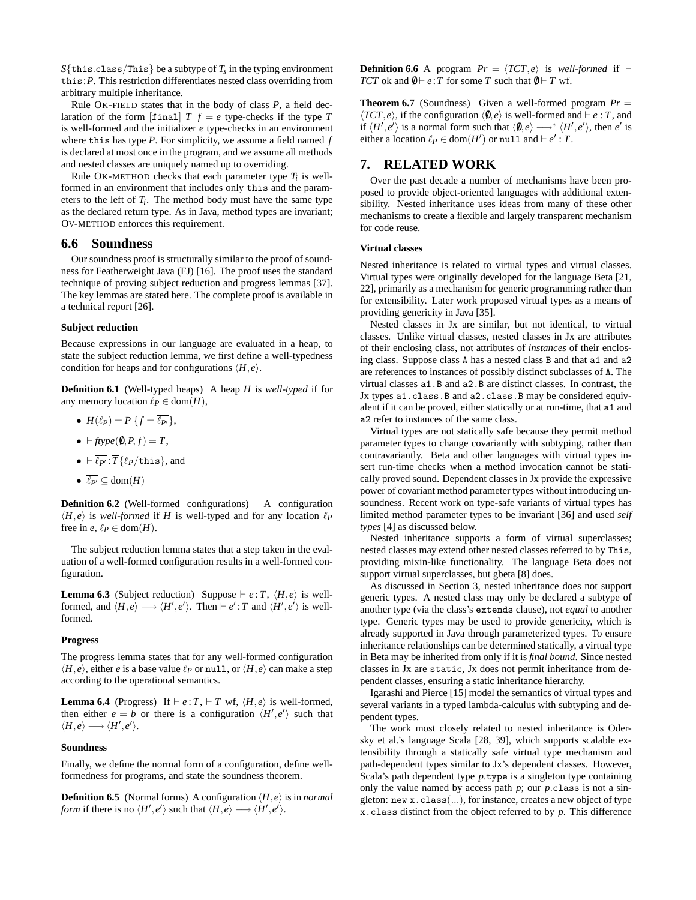$S\{\texttt{this.class}/\texttt{This}\}$ be a subtype of $T_s$ in the typing environment `this`:$P$. This restriction differentiates nested class overriding from arbitrary multiple inheritance.

Rule OK-FIELD states that in the body of class $P$, a field declaration of the form [`final`] $T\ f = e$ type-checks if the type $T$ is well-formed and the initializer $e$ type-checks in an environment where `this` has type $P$. For simplicity, we assume a field named $f$ is declared at most once in the program, and we assume all methods and nested classes are uniquely named up to overriding.

Rule OK-METHOD checks that each parameter type $T_i$ is well-formed in an environment that includes only `this` and the parameters to the left of $T_i$. The method body must have the same type as the declared return type. As in Java, method types are invariant; OV-METHOD enforces this requirement.

## 6.6 Soundness

Our soundness proof is structurally similar to the proof of soundness for Featherweight Java (FJ) [16]. The proof uses the standard technique of proving subject reduction and progress lemmas [37]. The key lemmas are stated here. The complete proof is available in a technical report [26].

#### Subject reduction

Because expressions in our language are evaluated in a heap, to state the subject reduction lemma, we first define a well-typedness condition for heaps and for configurations $\langle H, e\rangle$.

**Definition 6.1** (Well-typed heaps) A heap $H$ is *well-typed* if for any memory location $\ell_P \in \mathrm{dom}(H)$,

- $H(\ell_P) = P\ \{\overline{f} = \overline{\ell_{P'}}\}$,
- $\vdash \mathit{ftype}(\emptyset, P, \overline{f}) = \overline{T}$,
- $\vdash \overline{\ell_{P'}} : \overline{T}\{\ell_P/\texttt{this}\}$, and
- $\overline{\ell_{P'}} \subseteq \mathrm{dom}(H)$

**Definition 6.2** (Well-formed configurations) A configuration $\langle H, e\rangle$ is *well-formed* if $H$ is well-typed and for any location $\ell_P$ free in $e$, $\ell_P \in \mathrm{dom}(H)$.

The subject reduction lemma states that a step taken in the evaluation of a well-formed configuration results in a well-formed configuration.

**Lemma 6.3** (Subject reduction) Suppose $\vdash e : T$, $\langle H, e\rangle$ is well-formed, and $\langle H, e\rangle \longrightarrow \langle H', e'\rangle$. Then $\vdash e' : T$ and $\langle H', e'\rangle$ is well-formed.

#### Progress

The progress lemma states that for any well-formed configuration $\langle H, e\rangle$, either $e$ is a base value $\ell_P$ or `null`, or $\langle H, e\rangle$ can make a step according to the operational semantics.

**Lemma 6.4** (Progress) If $\vdash e : T$, $\vdash T$ wf, $\langle H, e\rangle$ is well-formed, then either $e = b$ or there is a configuration $\langle H', e'\rangle$ such that $\langle H, e\rangle \longrightarrow \langle H', e'\rangle$.

#### Soundness

Finally, we define the normal form of a configuration, define well-formedness for programs, and state the soundness theorem.

**Definition 6.5** (Normal forms) A configuration $\langle H, e\rangle$ is in *normal form* if there is no $\langle H', e'\rangle$ such that $\langle H, e\rangle \longrightarrow \langle H', e'\rangle$.

**Definition 6.6** A program $Pr = \langle TCT, e\rangle$ is *well-formed* if $\vdash TCT$ ok and $\emptyset \vdash e : T$ for some $T$ such that $\emptyset \vdash T$ wf.

**Theorem 6.7** (Soundness) Given a well-formed program $Pr = \langle TCT, e\rangle$, if the configuration $\langle \emptyset, e\rangle$ is well-formed and $\vdash e : T$, and if $\langle H', e'\rangle$ is a normal form such that $\langle \emptyset, e\rangle \longrightarrow^* \langle H', e'\rangle$, then $e'$ is either a location $\ell_P \in \mathrm{dom}(H')$ or `null` and $\vdash e' : T$.

# 7. RELATED WORK

Over the past decade a number of mechanisms have been proposed to provide object-oriented languages with additional extensibility. Nested inheritance uses ideas from many of these other mechanisms to create a flexible and largely transparent mechanism for code reuse.

#### Virtual classes

Nested inheritance is related to virtual types and virtual classes. Virtual types were originally developed for the language Beta [21, 22], primarily as a mechanism for generic programming rather than for extensibility. Later work proposed virtual types as a means of providing genericity in Java [35].

Nested classes in Jx are similar, but not identical, to virtual classes. Unlike virtual classes, nested classes in Jx are attributes of their enclosing class, not attributes of *instances* of their enclosing class. Suppose class `A` has a nested class `B` and that `a1` and `a2` are references to instances of possibly distinct subclasses of `A`. The virtual classes `a1.B` and `a2.B` are distinct classes. In contrast, the Jx types `a1.class.B` and `a2.class.B` may be considered equivalent if it can be proved, either statically or at run-time, that `a1` and `a2` refer to instances of the same class.

Virtual types are not statically safe because they permit method parameter types to change covariantly with subtyping, rather than contravariantly. Beta and other languages with virtual types insert run-time checks when a method invocation cannot be statically proved sound. Dependent classes in Jx provide the expressive power of covariant method parameter types without introducing unsoundness. Recent work on type-safe variants of virtual types has limited method parameter types to be invariant [36] and used *self types* [4] as discussed below.

Nested inheritance supports a form of virtual superclasses; nested classes may extend other nested classes referred to by `This`, providing mixin-like functionality. The language Beta does not support virtual superclasses, but gbeta [8] does.

As discussed in Section 3, nested inheritance does not support generic types. A nested class may only be declared a subtype of another type (via the class's `extends` clause), not *equal* to another type. Generic types may be used to provide genericity, which is already supported in Java through parameterized types. To ensure inheritance relationships can be determined statically, a virtual type in Beta may be inherited from only if it is *final bound*. Since nested classes in Jx are `static`, Jx does not permit inheritance from dependent classes, ensuring a static inheritance hierarchy.

Igarashi and Pierce [15] model the semantics of virtual types and several variants in a typed lambda-calculus with subtyping and dependent types.

The work most closely related to nested inheritance is Odersky et al.'s language Scala [28, 39], which supports scalable extensibility through a statically safe virtual type mechanism and path-dependent types similar to Jx's dependent classes. However, Scala's path dependent type $p$.`type` is a singleton type containing only the value named by access path $p$; our $p$.`class` is not a singleton: `new x.class(...)`, for instance, creates a new object of type `x.class` distinct from the object referred to by $p$. This difference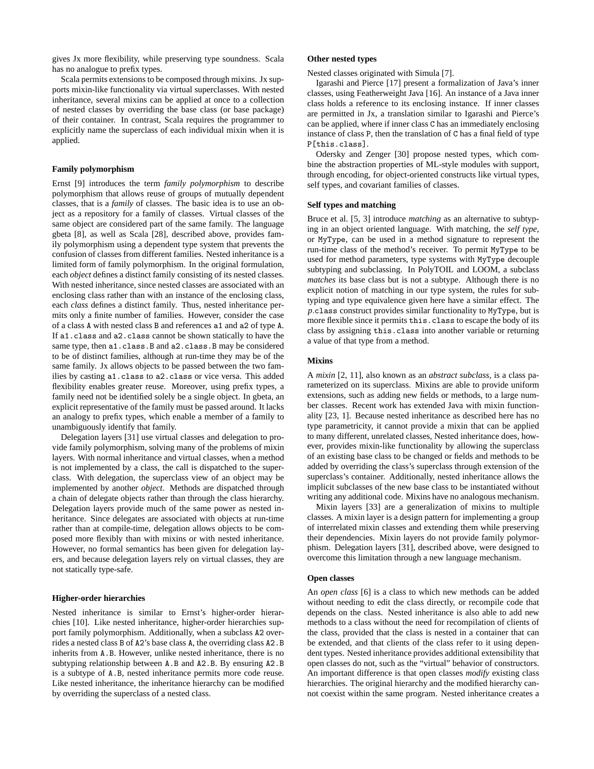gives Jx more flexibility, while preserving type soundness. Scala has no analogue to prefix types.

Scala permits extensions to be composed through mixins. Jx supports mixin-like functionality via virtual superclasses. With nested inheritance, several mixins can be applied at once to a collection of nested classes by overriding the base class (or base package) of their container. In contrast, Scala requires the programmer to explicitly name the superclass of each individual mixin when it is applied.

### Family polymorphism

Ernst [9] introduces the term *family polymorphism* to describe polymorphism that allows reuse of groups of mutually dependent classes, that is a *family* of classes. The basic idea is to use an object as a repository for a family of classes. Virtual classes of the same object are considered part of the same family. The language gbeta [8], as well as Scala [28], described above, provides family polymorphism using a dependent type system that prevents the confusion of classes from different families. Nested inheritance is a limited form of family polymorphism. In the original formulation, each *object* defines a distinct family consisting of its nested classes. With nested inheritance, since nested classes are associated with an enclosing class rather than with an instance of the enclosing class, each *class* defines a distinct family. Thus, nested inheritance permits only a finite number of families. However, consider the case of a class `A` with nested class `B` and references `a1` and `a2` of type `A`. If `a1.class` and `a2.class` cannot be shown statically to have the same type, then `a1.class.B` and `a2.class.B` may be considered to be of distinct families, although at run-time they may be of the same family. Jx allows objects to be passed between the two families by casting `a1.class` to `a2.class` or vice versa. This added flexibility enables greater reuse. Moreover, using prefix types, a family need not be identified solely be a single object. In gbeta, an explicit representative of the family must be passed around. It lacks an analogy to prefix types, which enable a member of a family to unambiguously identify that family.

Delegation layers [31] use virtual classes and delegation to provide family polymorphism, solving many of the problems of mixin layers. With normal inheritance and virtual classes, when a method is not implemented by a class, the call is dispatched to the superclass. With delegation, the superclass view of an object may be implemented by another *object*. Methods are dispatched through a chain of delegate objects rather than through the class hierarchy. Delegation layers provide much of the same power as nested inheritance. Since delegates are associated with objects at run-time rather than at compile-time, delegation allows objects to be composed more flexibly than with mixins or with nested inheritance. However, no formal semantics has been given for delegation layers, and because delegation layers rely on virtual classes, they are not statically type-safe.

### Higher-order hierarchies

Nested inheritance is similar to Ernst's higher-order hierarchies [10]. Like nested inheritance, higher-order hierarchies support family polymorphism. Additionally, when a subclass `A2` overrides a nested class `B` of `A2`'s base class `A`, the overriding class `A2.B` inherits from `A.B`. However, unlike nested inheritance, there is no subtyping relationship between `A.B` and `A2.B`. By ensuring `A2.B` is a subtype of `A.B`, nested inheritance permits more code reuse. Like nested inheritance, the inheritance hierarchy can be modified by overriding the superclass of a nested class.

### Other nested types

Nested classes originated with Simula [7].

Igarashi and Pierce [17] present a formalization of Java's inner classes, using Featherweight Java [16]. An instance of a Java inner class holds a reference to its enclosing instance. If inner classes are permitted in Jx, a translation similar to Igarashi and Pierce's can be applied, where if inner class `C` has an immediately enclosing instance of class `P`, then the translation of `C` has a final field of type `P[this.class]`.

Odersky and Zenger [30] propose nested types, which combine the abstraction properties of ML-style modules with support, through encoding, for object-oriented constructs like virtual types, self types, and covariant families of classes.

### Self types and matching

Bruce et al. [5, 3] introduce *matching* as an alternative to subtyping in an object oriented language. With matching, the *self type*, or `MyType`, can be used in a method signature to represent the run-time class of the method's receiver. To permit `MyType` to be used for method parameters, type systems with `MyType` decouple subtyping and subclassing. In PolyTOIL and LOOM, a subclass *matches* its base class but is not a subtype. Although there is no explicit notion of matching in our type system, the rules for subtyping and type equivalence given here have a similar effect. The *p*`.class` construct provides similar functionality to `MyType`, but is more flexible since it permits `this.class` to escape the body of its class by assigning `this.class` into another variable or returning a value of that type from a method.

### Mixins

A *mixin* [2, 11], also known as an *abstract subclass*, is a class parameterized on its superclass. Mixins are able to provide uniform extensions, such as adding new fields or methods, to a large number classes. Recent work has extended Java with mixin functionality [23, 1]. Because nested inheritance as described here has no type parametricity, it cannot provide a mixin that can be applied to many different, unrelated classes, Nested inheritance does, however, provides mixin-like functionality by allowing the superclass of an existing base class to be changed or fields and methods to be added by overriding the class's superclass through extension of the superclass's container. Additionally, nested inheritance allows the implicit subclasses of the new base class to be instantiated without writing any additional code. Mixins have no analogous mechanism.

Mixin layers [33] are a generalization of mixins to multiple classes. A mixin layer is a design pattern for implementing a group of interrelated mixin classes and extending them while preserving their dependencies. Mixin layers do not provide family polymorphism. Delegation layers [31], described above, were designed to overcome this limitation through a new language mechanism.

### Open classes

An *open class* [6] is a class to which new methods can be added without needing to edit the class directly, or recompile code that depends on the class. Nested inheritance is also able to add new methods to a class without the need for recompilation of clients of the class, provided that the class is nested in a container that can be extended, and that clients of the class refer to it using dependent types. Nested inheritance provides additional extensibility that open classes do not, such as the "virtual" behavior of constructors. An important difference is that open classes *modify* existing class hierarchies. The original hierarchy and the modified hierarchy cannot coexist within the same program. Nested inheritance creates a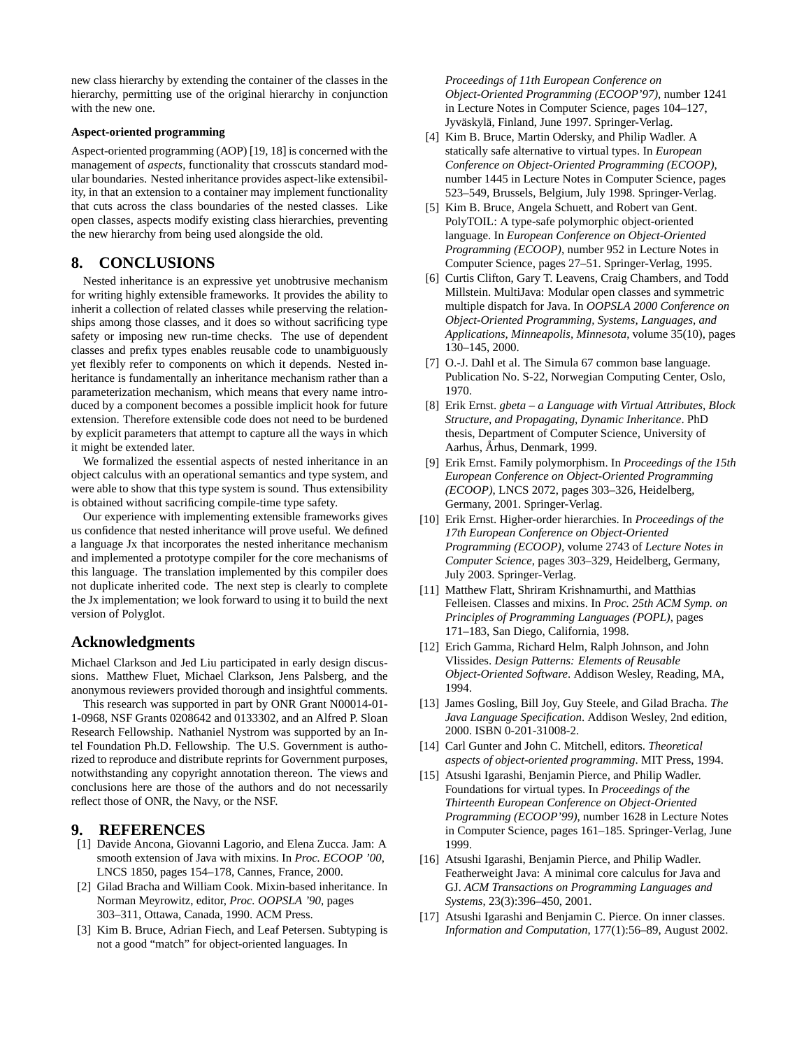new class hierarchy by extending the container of the classes in the hierarchy, permitting use of the original hierarchy in conjunction with the new one.

**Aspect-oriented programming**

Aspect-oriented programming (AOP) [19, 18] is concerned with the management of *aspects*, functionality that crosscuts standard modular boundaries. Nested inheritance provides aspect-like extensibility, in that an extension to a container may implement functionality that cuts across the class boundaries of the nested classes. Like open classes, aspects modify existing class hierarchies, preventing the new hierarchy from being used alongside the old.

## 8. CONCLUSIONS

Nested inheritance is an expressive yet unobtrusive mechanism for writing highly extensible frameworks. It provides the ability to inherit a collection of related classes while preserving the relationships among those classes, and it does so without sacrificing type safety or imposing new run-time checks. The use of dependent classes and prefix types enables reusable code to unambiguously yet flexibly refer to components on which it depends. Nested inheritance is fundamentally an inheritance mechanism rather than a parameterization mechanism, which means that every name introduced by a component becomes a possible implicit hook for future extension. Therefore extensible code does not need to be burdened by explicit parameters that attempt to capture all the ways in which it might be extended later.

We formalized the essential aspects of nested inheritance in an object calculus with an operational semantics and type system, and were able to show that this type system is sound. Thus extensibility is obtained without sacrificing compile-time type safety.

Our experience with implementing extensible frameworks gives us confidence that nested inheritance will prove useful. We defined a language Jx that incorporates the nested inheritance mechanism and implemented a prototype compiler for the core mechanisms of this language. The translation implemented by this compiler does not duplicate inherited code. The next step is clearly to complete the Jx implementation; we look forward to using it to build the next version of Polyglot.

## Acknowledgments

Michael Clarkson and Jed Liu participated in early design discussions. Matthew Fluet, Michael Clarkson, Jens Palsberg, and the anonymous reviewers provided thorough and insightful comments.

This research was supported in part by ONR Grant N00014-01-1-0968, NSF Grants 0208642 and 0133302, and an Alfred P. Sloan Research Fellowship. Nathaniel Nystrom was supported by an Intel Foundation Ph.D. Fellowship. The U.S. Government is authorized to reproduce and distribute reprints for Government purposes, notwithstanding any copyright annotation thereon. The views and conclusions here are those of the authors and do not necessarily reflect those of ONR, the Navy, or the NSF.

## 9. REFERENCES

[1] Davide Ancona, Giovanni Lagorio, and Elena Zucca. Jam: A smooth extension of Java with mixins. In *Proc. ECOOP '00*, LNCS 1850, pages 154–178, Cannes, France, 2000.

[2] Gilad Bracha and William Cook. Mixin-based inheritance. In Norman Meyrowitz, editor, *Proc. OOPSLA '90*, pages 303–311, Ottawa, Canada, 1990. ACM Press.

[3] Kim B. Bruce, Adrian Fiech, and Leaf Petersen. Subtyping is not a good "match" for object-oriented languages. In *Proceedings of 11th European Conference on Object-Oriented Programming (ECOOP'97)*, number 1241 in Lecture Notes in Computer Science, pages 104–127, Jyväskylä, Finland, June 1997. Springer-Verlag.

[4] Kim B. Bruce, Martin Odersky, and Philip Wadler. A statically safe alternative to virtual types. In *European Conference on Object-Oriented Programming (ECOOP)*, number 1445 in Lecture Notes in Computer Science, pages 523–549, Brussels, Belgium, July 1998. Springer-Verlag.

[5] Kim B. Bruce, Angela Schuett, and Robert van Gent. PolyTOIL: A type-safe polymorphic object-oriented language. In *European Conference on Object-Oriented Programming (ECOOP)*, number 952 in Lecture Notes in Computer Science, pages 27–51. Springer-Verlag, 1995.

[6] Curtis Clifton, Gary T. Leavens, Craig Chambers, and Todd Millstein. MultiJava: Modular open classes and symmetric multiple dispatch for Java. In *OOPSLA 2000 Conference on Object-Oriented Programming, Systems, Languages, and Applications, Minneapolis, Minnesota*, volume 35(10), pages 130–145, 2000.

[7] O.-J. Dahl et al. The Simula 67 common base language. Publication No. S-22, Norwegian Computing Center, Oslo, 1970.

[8] Erik Ernst. *gbeta – a Language with Virtual Attributes, Block Structure, and Propagating, Dynamic Inheritance*. PhD thesis, Department of Computer Science, University of Aarhus, Århus, Denmark, 1999.

[9] Erik Ernst. Family polymorphism. In *Proceedings of the 15th European Conference on Object-Oriented Programming (ECOOP)*, LNCS 2072, pages 303–326, Heidelberg, Germany, 2001. Springer-Verlag.

[10] Erik Ernst. Higher-order hierarchies. In *Proceedings of the 17th European Conference on Object-Oriented Programming (ECOOP)*, volume 2743 of *Lecture Notes in Computer Science*, pages 303–329, Heidelberg, Germany, July 2003. Springer-Verlag.

[11] Matthew Flatt, Shriram Krishnamurthi, and Matthias Felleisen. Classes and mixins. In *Proc. 25th ACM Symp. on Principles of Programming Languages (POPL)*, pages 171–183, San Diego, California, 1998.

[12] Erich Gamma, Richard Helm, Ralph Johnson, and John Vlissides. *Design Patterns: Elements of Reusable Object-Oriented Software*. Addison Wesley, Reading, MA, 1994.

[13] James Gosling, Bill Joy, Guy Steele, and Gilad Bracha. *The Java Language Specification*. Addison Wesley, 2nd edition, 2000. ISBN 0-201-31008-2.

[14] Carl Gunter and John C. Mitchell, editors. *Theoretical aspects of object-oriented programming*. MIT Press, 1994.

[15] Atsushi Igarashi, Benjamin Pierce, and Philip Wadler. Foundations for virtual types. In *Proceedings of the Thirteenth European Conference on Object-Oriented Programming (ECOOP'99)*, number 1628 in Lecture Notes in Computer Science, pages 161–185. Springer-Verlag, June 1999.

[16] Atsushi Igarashi, Benjamin Pierce, and Philip Wadler. Featherweight Java: A minimal core calculus for Java and GJ. *ACM Transactions on Programming Languages and Systems*, 23(3):396–450, 2001.

[17] Atsushi Igarashi and Benjamin C. Pierce. On inner classes. *Information and Computation*, 177(1):56–89, August 2002.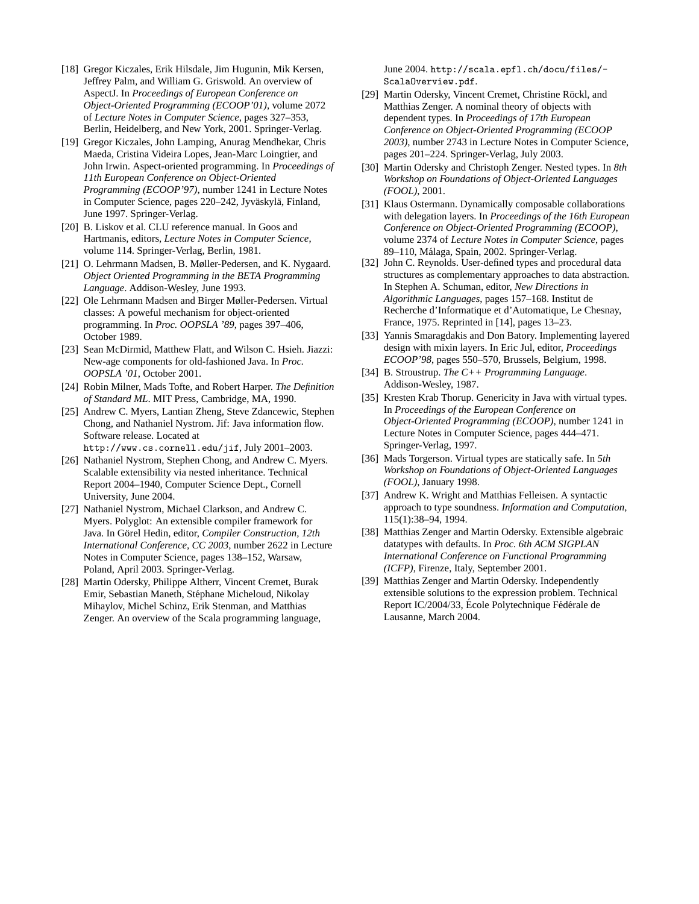[18] Gregor Kiczales, Erik Hilsdale, Jim Hugunin, Mik Kersen, Jeffrey Palm, and William G. Griswold. An overview of AspectJ. In *Proceedings of European Conference on Object-Oriented Programming (ECOOP'01)*, volume 2072 of *Lecture Notes in Computer Science*, pages 327–353, Berlin, Heidelberg, and New York, 2001. Springer-Verlag.

[19] Gregor Kiczales, John Lamping, Anurag Mendhekar, Chris Maeda, Cristina Videira Lopes, Jean-Marc Loingtier, and John Irwin. Aspect-oriented programming. In *Proceedings of 11th European Conference on Object-Oriented Programming (ECOOP'97)*, number 1241 in Lecture Notes in Computer Science, pages 220–242, Jyväskylä, Finland, June 1997. Springer-Verlag.

[20] B. Liskov et al. CLU reference manual. In Goos and Hartmanis, editors, *Lecture Notes in Computer Science*, volume 114. Springer-Verlag, Berlin, 1981.

[21] O. Lehrmann Madsen, B. Møller-Pedersen, and K. Nygaard. *Object Oriented Programming in the BETA Programming Language*. Addison-Wesley, June 1993.

[22] Ole Lehrmann Madsen and Birger Møller-Pedersen. Virtual classes: A poweful mechanism for object-oriented programming. In *Proc. OOPSLA '89*, pages 397–406, October 1989.

[23] Sean McDirmid, Matthew Flatt, and Wilson C. Hsieh. Jiazzi: New-age components for old-fashioned Java. In *Proc. OOPSLA '01*, October 2001.

[24] Robin Milner, Mads Tofte, and Robert Harper. *The Definition of Standard ML*. MIT Press, Cambridge, MA, 1990.

[25] Andrew C. Myers, Lantian Zheng, Steve Zdancewic, Stephen Chong, and Nathaniel Nystrom. Jif: Java information flow. Software release. Located at http://www.cs.cornell.edu/jif, July 2001–2003.

[26] Nathaniel Nystrom, Stephen Chong, and Andrew C. Myers. Scalable extensibility via nested inheritance. Technical Report 2004–1940, Computer Science Dept., Cornell University, June 2004.

[27] Nathaniel Nystrom, Michael Clarkson, and Andrew C. Myers. Polyglot: An extensible compiler framework for Java. In Görel Hedin, editor, *Compiler Construction, 12th International Conference, CC 2003*, number 2622 in Lecture Notes in Computer Science, pages 138–152, Warsaw, Poland, April 2003. Springer-Verlag.

[28] Martin Odersky, Philippe Altherr, Vincent Cremet, Burak Emir, Sebastian Maneth, Stéphane Micheloud, Nikolay Mihaylov, Michel Schinz, Erik Stenman, and Matthias Zenger. An overview of the Scala programming language, June 2004. http://scala.epfl.ch/docu/files/-ScalaOverview.pdf.

[29] Martin Odersky, Vincent Cremet, Christine Röckl, and Matthias Zenger. A nominal theory of objects with dependent types. In *Proceedings of 17th European Conference on Object-Oriented Programming (ECOOP 2003)*, number 2743 in Lecture Notes in Computer Science, pages 201–224. Springer-Verlag, July 2003.

[30] Martin Odersky and Christoph Zenger. Nested types. In *8th Workshop on Foundations of Object-Oriented Languages (FOOL)*, 2001.

[31] Klaus Ostermann. Dynamically composable collaborations with delegation layers. In *Proceedings of the 16th European Conference on Object-Oriented Programming (ECOOP)*, volume 2374 of *Lecture Notes in Computer Science*, pages 89–110, Málaga, Spain, 2002. Springer-Verlag.

[32] John C. Reynolds. User-defined types and procedural data structures as complementary approaches to data abstraction. In Stephen A. Schuman, editor, *New Directions in Algorithmic Languages*, pages 157–168. Institut de Recherche d'Informatique et d'Automatique, Le Chesnay, France, 1975. Reprinted in [14], pages 13–23.

[33] Yannis Smaragdakis and Don Batory. Implementing layered design with mixin layers. In Eric Jul, editor, *Proceedings ECOOP'98*, pages 550–570, Brussels, Belgium, 1998.

[34] B. Stroustrup. *The C++ Programming Language*. Addison-Wesley, 1987.

[35] Kresten Krab Thorup. Genericity in Java with virtual types. In *Proceedings of the European Conference on Object-Oriented Programming (ECOOP)*, number 1241 in Lecture Notes in Computer Science, pages 444–471. Springer-Verlag, 1997.

[36] Mads Torgerson. Virtual types are statically safe. In *5th Workshop on Foundations of Object-Oriented Languages (FOOL)*, January 1998.

[37] Andrew K. Wright and Matthias Felleisen. A syntactic approach to type soundness. *Information and Computation*, 115(1):38–94, 1994.

[38] Matthias Zenger and Martin Odersky. Extensible algebraic datatypes with defaults. In *Proc. 6th ACM SIGPLAN International Conference on Functional Programming (ICFP)*, Firenze, Italy, September 2001.

[39] Matthias Zenger and Martin Odersky. Independently extensible solutions to the expression problem. Technical Report IC/2004/33, École Polytechnique Fédérale de Lausanne, March 2004.